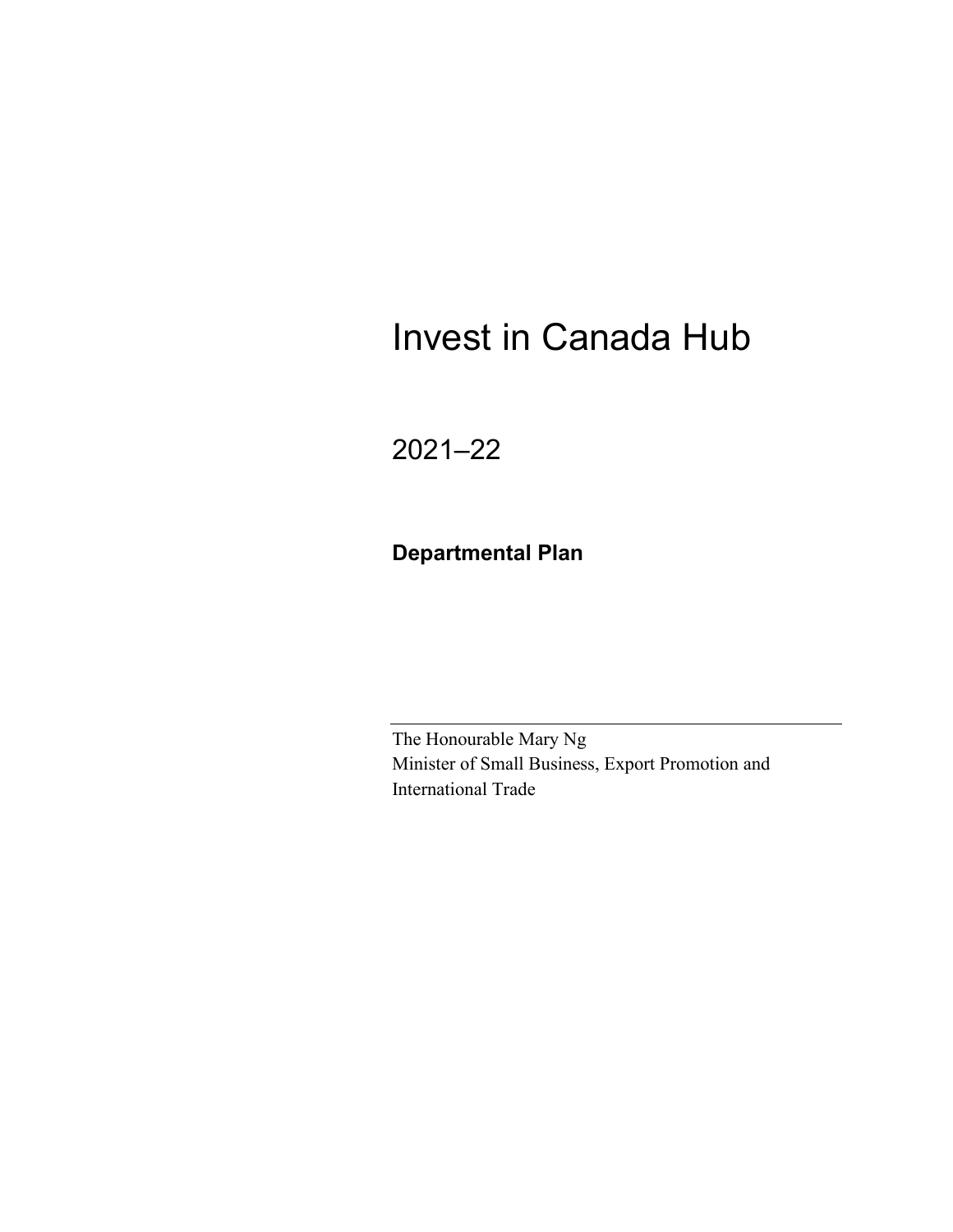# Invest in Canada Hub

## 2021–22

### Departmental Plan

---

The Honourable Mary Ng
Minister of Small Business, Export Promotion and International Trade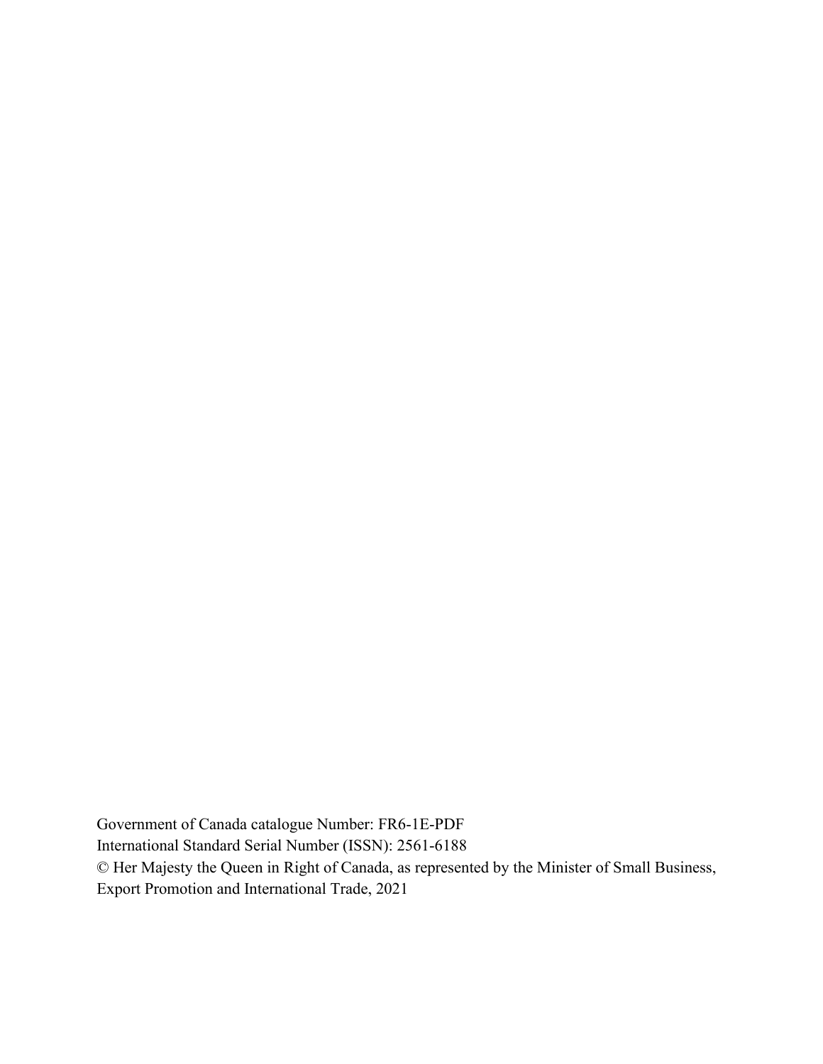Government of Canada catalogue Number: FR6-1E-PDF
International Standard Serial Number (ISSN): 2561-6188
© Her Majesty the Queen in Right of Canada, as represented by the Minister of Small Business, Export Promotion and International Trade, 2021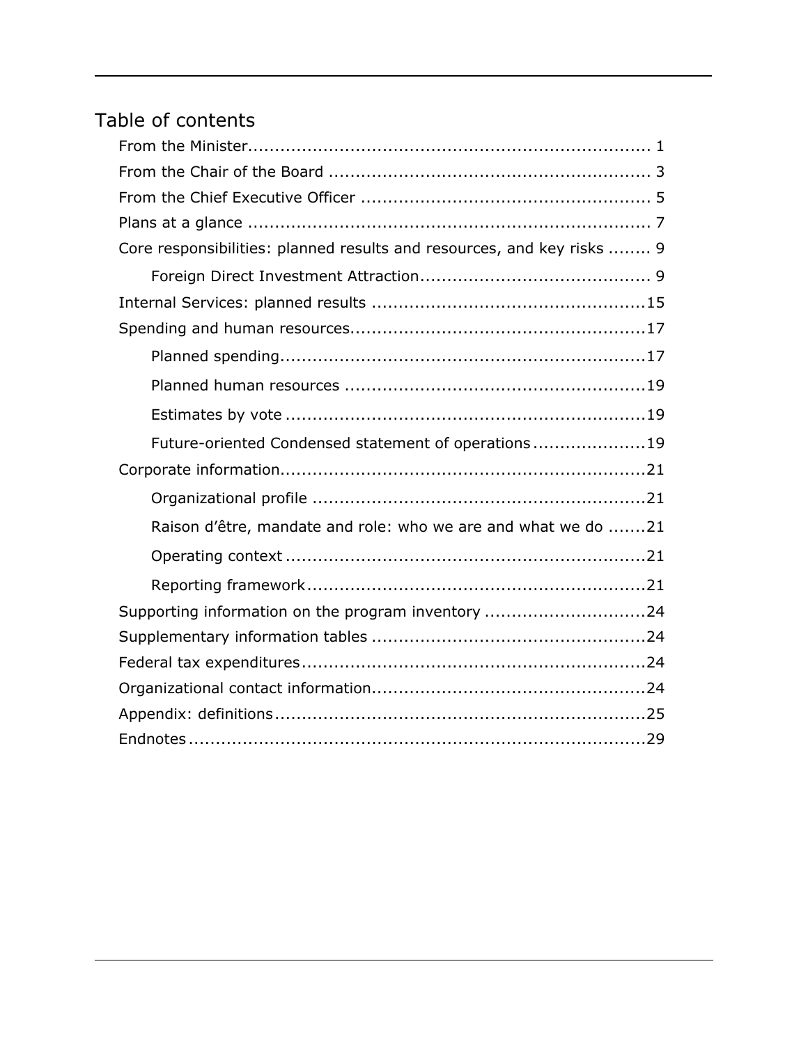# Table of contents

- From the Minister ........................................................................ 1
- From the Chair of the Board ........................................................... 3
- From the Chief Executive Officer ..................................................... 5
- Plans at a glance ......................................................................... 7
- Core responsibilities: planned results and resources, and key risks ........ 9
  - Foreign Direct Investment Attraction .......................................... 9
- Internal Services: planned results .................................................. 15
- Spending and human resources ...................................................... 17
  - Planned spending .................................................................. 17
  - Planned human resources ....................................................... 19
  - Estimates by vote ................................................................. 19
  - Future-oriented Condensed statement of operations ..................... 19
- Corporate information ................................................................... 21
  - Organizational profile ............................................................. 21
  - Raison d’être, mandate and role: who we are and what we do ....... 21
  - Operating context .................................................................. 21
  - Reporting framework .............................................................. 21
- Supporting information on the program inventory ............................. 24
- Supplementary information tables .................................................. 24
- Federal tax expenditures ............................................................... 24
- Organizational contact information .................................................. 24
- Appendix: definitions .................................................................... 25
- Endnotes .................................................................................... 29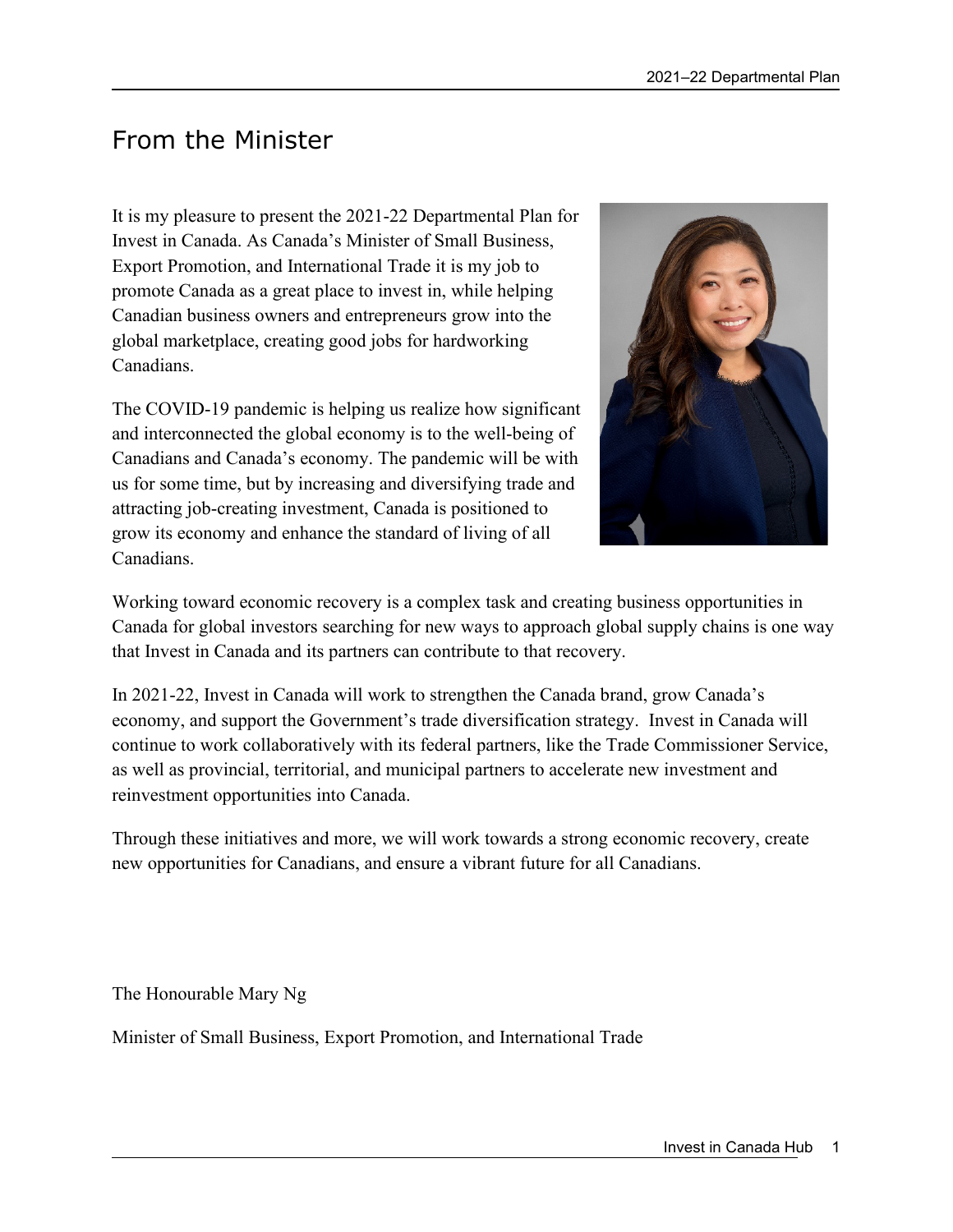# From the Minister

It is my pleasure to present the 2021-22 Departmental Plan for Invest in Canada. As Canada's Minister of Small Business, Export Promotion, and International Trade it is my job to promote Canada as a great place to invest in, while helping Canadian business owners and entrepreneurs grow into the global marketplace, creating good jobs for hardworking Canadians.

The COVID-19 pandemic is helping us realize how significant and interconnected the global economy is to the well-being of Canadians and Canada's economy. The pandemic will be with us for some time, but by increasing and diversifying trade and attracting job-creating investment, Canada is positioned to grow its economy and enhance the standard of living of all Canadians.

Working toward economic recovery is a complex task and creating business opportunities in Canada for global investors searching for new ways to approach global supply chains is one way that Invest in Canada and its partners can contribute to that recovery.

In 2021-22, Invest in Canada will work to strengthen the Canada brand, grow Canada's economy, and support the Government's trade diversification strategy. Invest in Canada will continue to work collaboratively with its federal partners, like the Trade Commissioner Service, as well as provincial, territorial, and municipal partners to accelerate new investment and reinvestment opportunities into Canada.

Through these initiatives and more, we will work towards a strong economic recovery, create new opportunities for Canadians, and ensure a vibrant future for all Canadians.

The Honourable Mary Ng

Minister of Small Business, Export Promotion, and International Trade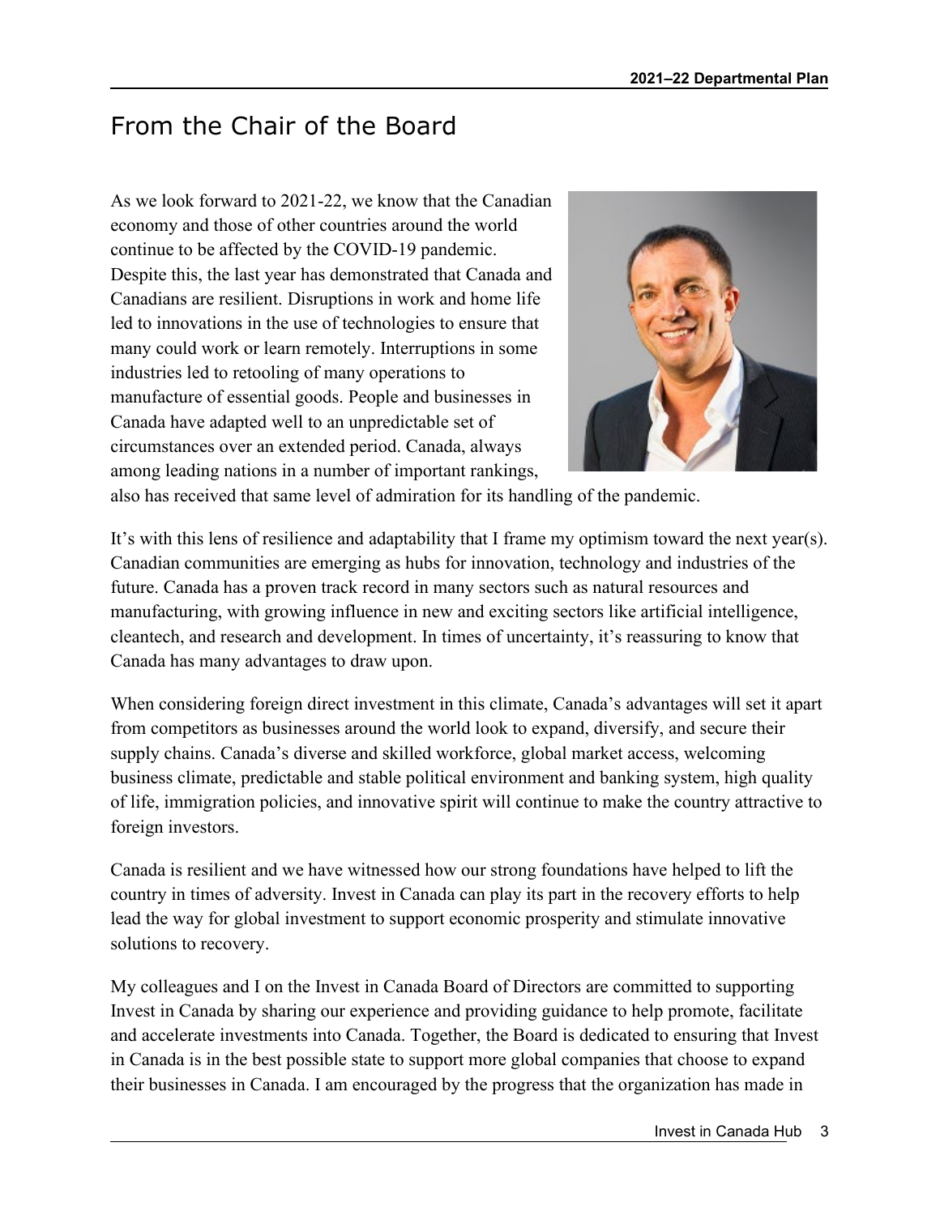# From the Chair of the Board

As we look forward to 2021-22, we know that the Canadian economy and those of other countries around the world continue to be affected by the COVID-19 pandemic. Despite this, the last year has demonstrated that Canada and Canadians are resilient. Disruptions in work and home life led to innovations in the use of technologies to ensure that many could work or learn remotely. Interruptions in some industries led to retooling of many operations to manufacture of essential goods. People and businesses in Canada have adapted well to an unpredictable set of circumstances over an extended period. Canada, always among leading nations in a number of important rankings, also has received that same level of admiration for its handling of the pandemic.

It's with this lens of resilience and adaptability that I frame my optimism toward the next year(s). Canadian communities are emerging as hubs for innovation, technology and industries of the future. Canada has a proven track record in many sectors such as natural resources and manufacturing, with growing influence in new and exciting sectors like artificial intelligence, cleantech, and research and development. In times of uncertainty, it's reassuring to know that Canada has many advantages to draw upon.

When considering foreign direct investment in this climate, Canada's advantages will set it apart from competitors as businesses around the world look to expand, diversify, and secure their supply chains. Canada's diverse and skilled workforce, global market access, welcoming business climate, predictable and stable political environment and banking system, high quality of life, immigration policies, and innovative spirit will continue to make the country attractive to foreign investors.

Canada is resilient and we have witnessed how our strong foundations have helped to lift the country in times of adversity. Invest in Canada can play its part in the recovery efforts to help lead the way for global investment to support economic prosperity and stimulate innovative solutions to recovery.

My colleagues and I on the Invest in Canada Board of Directors are committed to supporting Invest in Canada by sharing our experience and providing guidance to help promote, facilitate and accelerate investments into Canada. Together, the Board is dedicated to ensuring that Invest in Canada is in the best possible state to support more global companies that choose to expand their businesses in Canada. I am encouraged by the progress that the organization has made in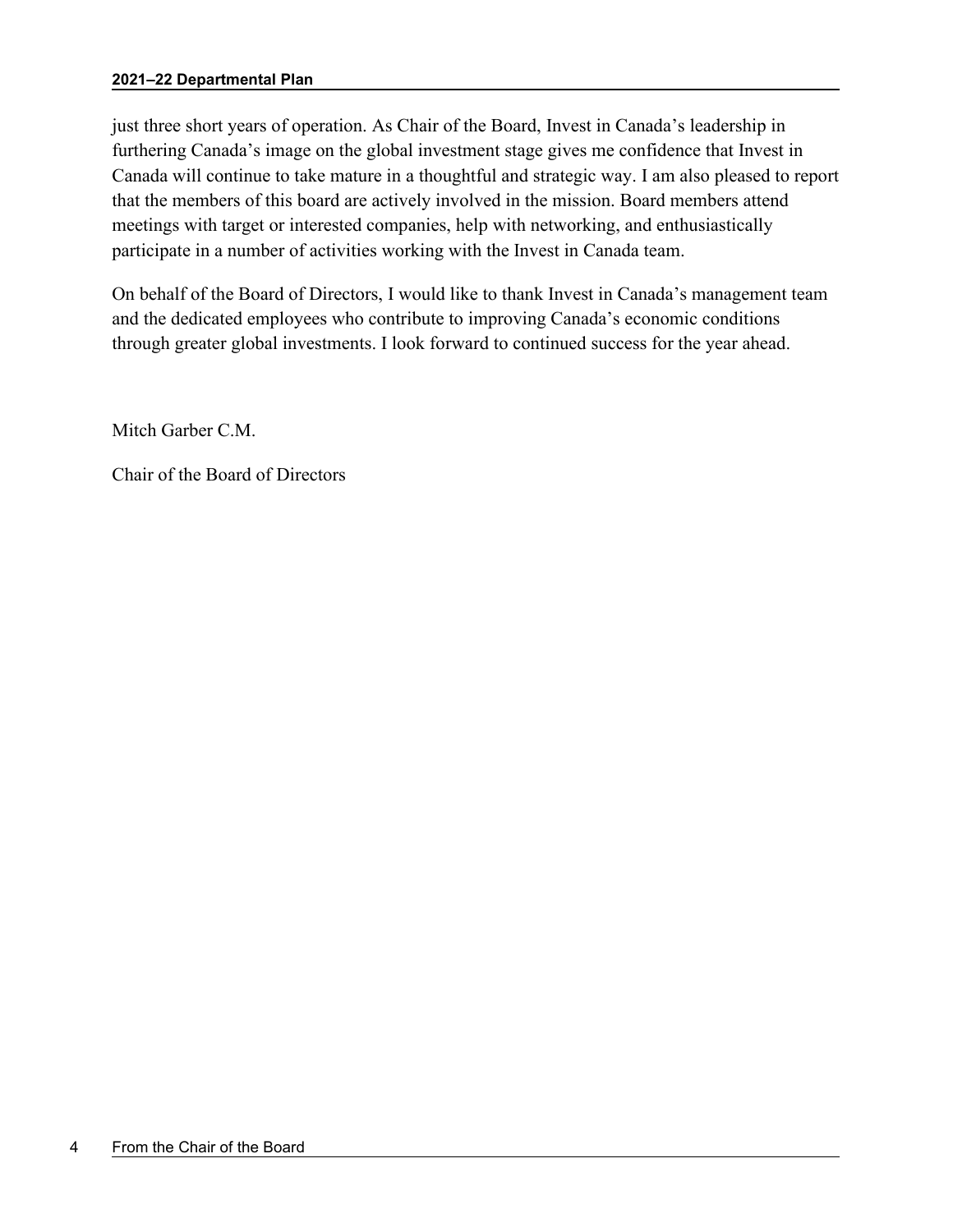just three short years of operation. As Chair of the Board, Invest in Canada's leadership in furthering Canada's image on the global investment stage gives me confidence that Invest in Canada will continue to take mature in a thoughtful and strategic way. I am also pleased to report that the members of this board are actively involved in the mission. Board members attend meetings with target or interested companies, help with networking, and enthusiastically participate in a number of activities working with the Invest in Canada team.

On behalf of the Board of Directors, I would like to thank Invest in Canada's management team and the dedicated employees who contribute to improving Canada's economic conditions through greater global investments. I look forward to continued success for the year ahead.

Mitch Garber C.M.

Chair of the Board of Directors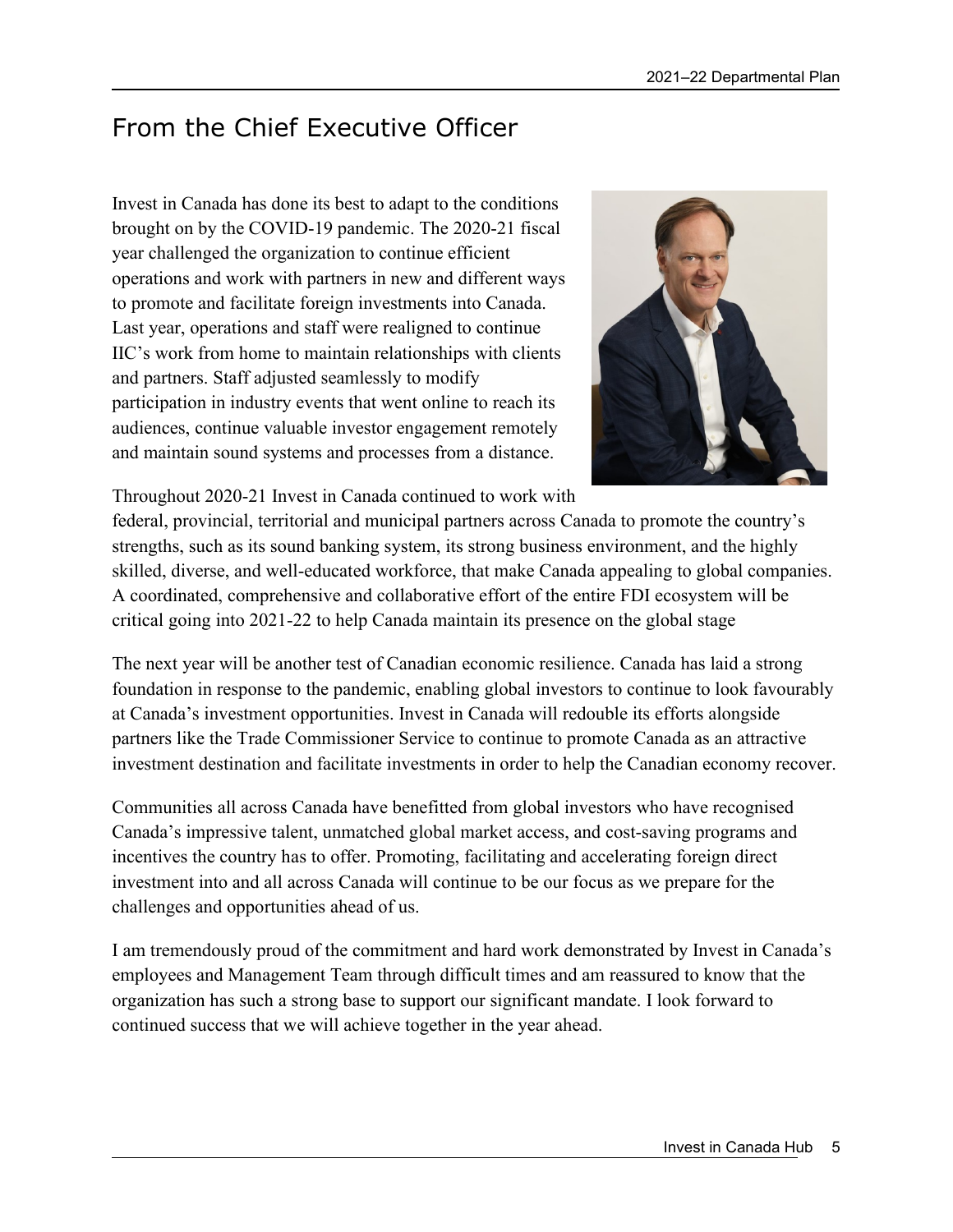# From the Chief Executive Officer

Invest in Canada has done its best to adapt to the conditions brought on by the COVID-19 pandemic. The 2020-21 fiscal year challenged the organization to continue efficient operations and work with partners in new and different ways to promote and facilitate foreign investments into Canada. Last year, operations and staff were realigned to continue IIC's work from home to maintain relationships with clients and partners. Staff adjusted seamlessly to modify participation in industry events that went online to reach its audiences, continue valuable investor engagement remotely and maintain sound systems and processes from a distance.

Throughout 2020-21 Invest in Canada continued to work with federal, provincial, territorial and municipal partners across Canada to promote the country's strengths, such as its sound banking system, its strong business environment, and the highly skilled, diverse, and well-educated workforce, that make Canada appealing to global companies. A coordinated, comprehensive and collaborative effort of the entire FDI ecosystem will be critical going into 2021-22 to help Canada maintain its presence on the global stage

The next year will be another test of Canadian economic resilience. Canada has laid a strong foundation in response to the pandemic, enabling global investors to continue to look favourably at Canada's investment opportunities. Invest in Canada will redouble its efforts alongside partners like the Trade Commissioner Service to continue to promote Canada as an attractive investment destination and facilitate investments in order to help the Canadian economy recover.

Communities all across Canada have benefitted from global investors who have recognised Canada's impressive talent, unmatched global market access, and cost-saving programs and incentives the country has to offer. Promoting, facilitating and accelerating foreign direct investment into and all across Canada will continue to be our focus as we prepare for the challenges and opportunities ahead of us.

I am tremendously proud of the commitment and hard work demonstrated by Invest in Canada's employees and Management Team through difficult times and am reassured to know that the organization has such a strong base to support our significant mandate. I look forward to continued success that we will achieve together in the year ahead.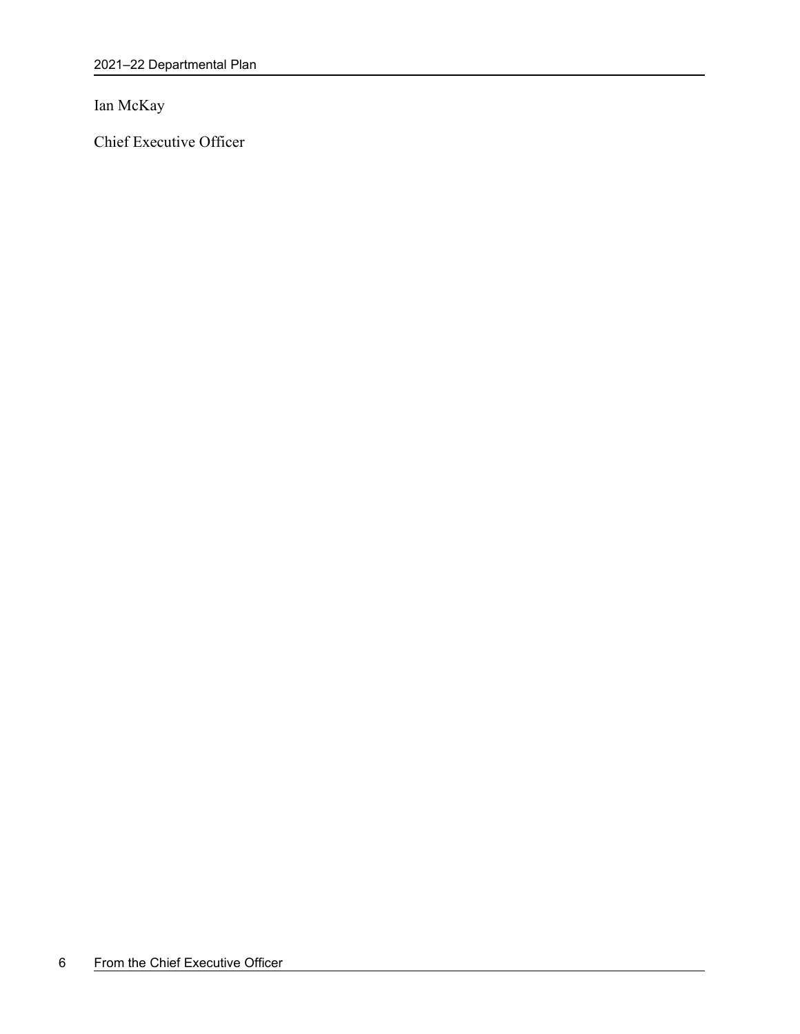Ian McKay

Chief Executive Officer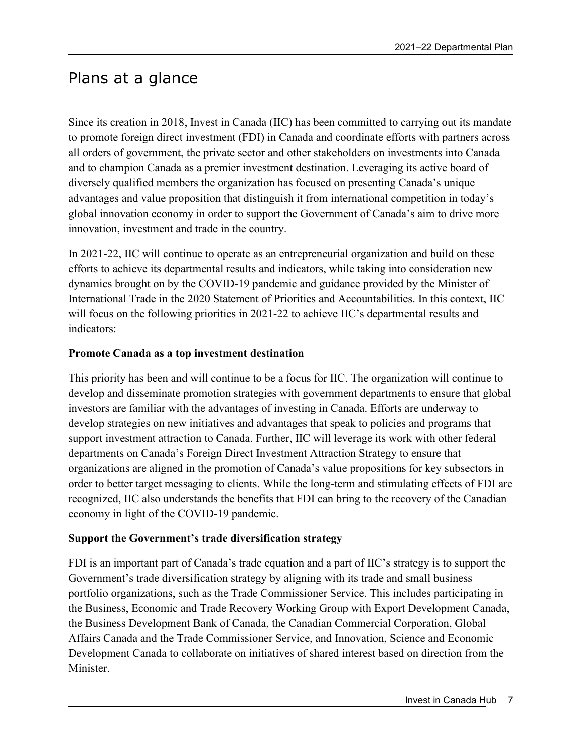# Plans at a glance

Since its creation in 2018, Invest in Canada (IIC) has been committed to carrying out its mandate to promote foreign direct investment (FDI) in Canada and coordinate efforts with partners across all orders of government, the private sector and other stakeholders on investments into Canada and to champion Canada as a premier investment destination. Leveraging its active board of diversely qualified members the organization has focused on presenting Canada's unique advantages and value proposition that distinguish it from international competition in today's global innovation economy in order to support the Government of Canada's aim to drive more innovation, investment and trade in the country.

In 2021-22, IIC will continue to operate as an entrepreneurial organization and build on these efforts to achieve its departmental results and indicators, while taking into consideration new dynamics brought on by the COVID-19 pandemic and guidance provided by the Minister of International Trade in the 2020 Statement of Priorities and Accountabilities. In this context, IIC will focus on the following priorities in 2021-22 to achieve IIC's departmental results and indicators:

**Promote Canada as a top investment destination**

This priority has been and will continue to be a focus for IIC. The organization will continue to develop and disseminate promotion strategies with government departments to ensure that global investors are familiar with the advantages of investing in Canada. Efforts are underway to develop strategies on new initiatives and advantages that speak to policies and programs that support investment attraction to Canada. Further, IIC will leverage its work with other federal departments on Canada's Foreign Direct Investment Attraction Strategy to ensure that organizations are aligned in the promotion of Canada's value propositions for key subsectors in order to better target messaging to clients. While the long-term and stimulating effects of FDI are recognized, IIC also understands the benefits that FDI can bring to the recovery of the Canadian economy in light of the COVID-19 pandemic.

**Support the Government's trade diversification strategy**

FDI is an important part of Canada's trade equation and a part of IIC's strategy is to support the Government's trade diversification strategy by aligning with its trade and small business portfolio organizations, such as the Trade Commissioner Service. This includes participating in the Business, Economic and Trade Recovery Working Group with Export Development Canada, the Business Development Bank of Canada, the Canadian Commercial Corporation, Global Affairs Canada and the Trade Commissioner Service, and Innovation, Science and Economic Development Canada to collaborate on initiatives of shared interest based on direction from the Minister.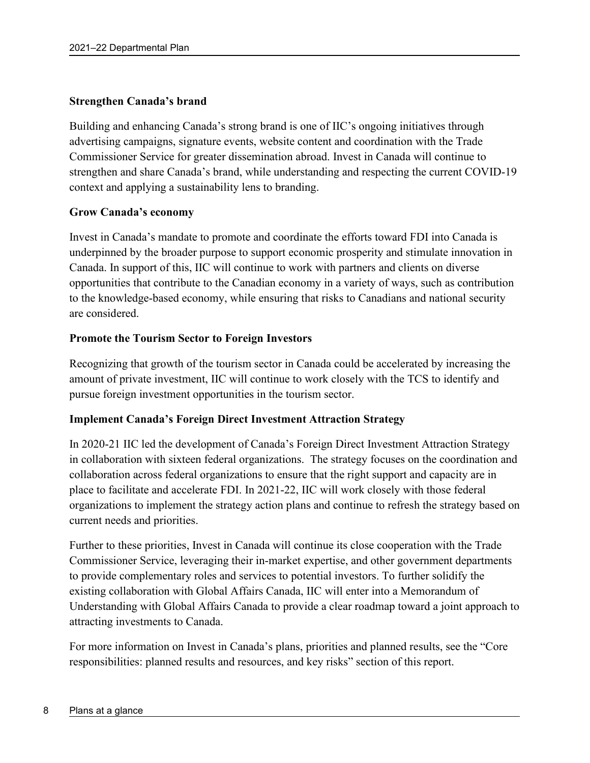**Strengthen Canada's brand**

Building and enhancing Canada's strong brand is one of IIC's ongoing initiatives through advertising campaigns, signature events, website content and coordination with the Trade Commissioner Service for greater dissemination abroad. Invest in Canada will continue to strengthen and share Canada's brand, while understanding and respecting the current COVID-19 context and applying a sustainability lens to branding.

**Grow Canada's economy**

Invest in Canada's mandate to promote and coordinate the efforts toward FDI into Canada is underpinned by the broader purpose to support economic prosperity and stimulate innovation in Canada. In support of this, IIC will continue to work with partners and clients on diverse opportunities that contribute to the Canadian economy in a variety of ways, such as contribution to the knowledge-based economy, while ensuring that risks to Canadians and national security are considered.

**Promote the Tourism Sector to Foreign Investors**

Recognizing that growth of the tourism sector in Canada could be accelerated by increasing the amount of private investment, IIC will continue to work closely with the TCS to identify and pursue foreign investment opportunities in the tourism sector.

**Implement Canada's Foreign Direct Investment Attraction Strategy**

In 2020-21 IIC led the development of Canada's Foreign Direct Investment Attraction Strategy in collaboration with sixteen federal organizations. The strategy focuses on the coordination and collaboration across federal organizations to ensure that the right support and capacity are in place to facilitate and accelerate FDI. In 2021-22, IIC will work closely with those federal organizations to implement the strategy action plans and continue to refresh the strategy based on current needs and priorities.

Further to these priorities, Invest in Canada will continue its close cooperation with the Trade Commissioner Service, leveraging their in-market expertise, and other government departments to provide complementary roles and services to potential investors. To further solidify the existing collaboration with Global Affairs Canada, IIC will enter into a Memorandum of Understanding with Global Affairs Canada to provide a clear roadmap toward a joint approach to attracting investments to Canada.

For more information on Invest in Canada's plans, priorities and planned results, see the "Core responsibilities: planned results and resources, and key risks" section of this report.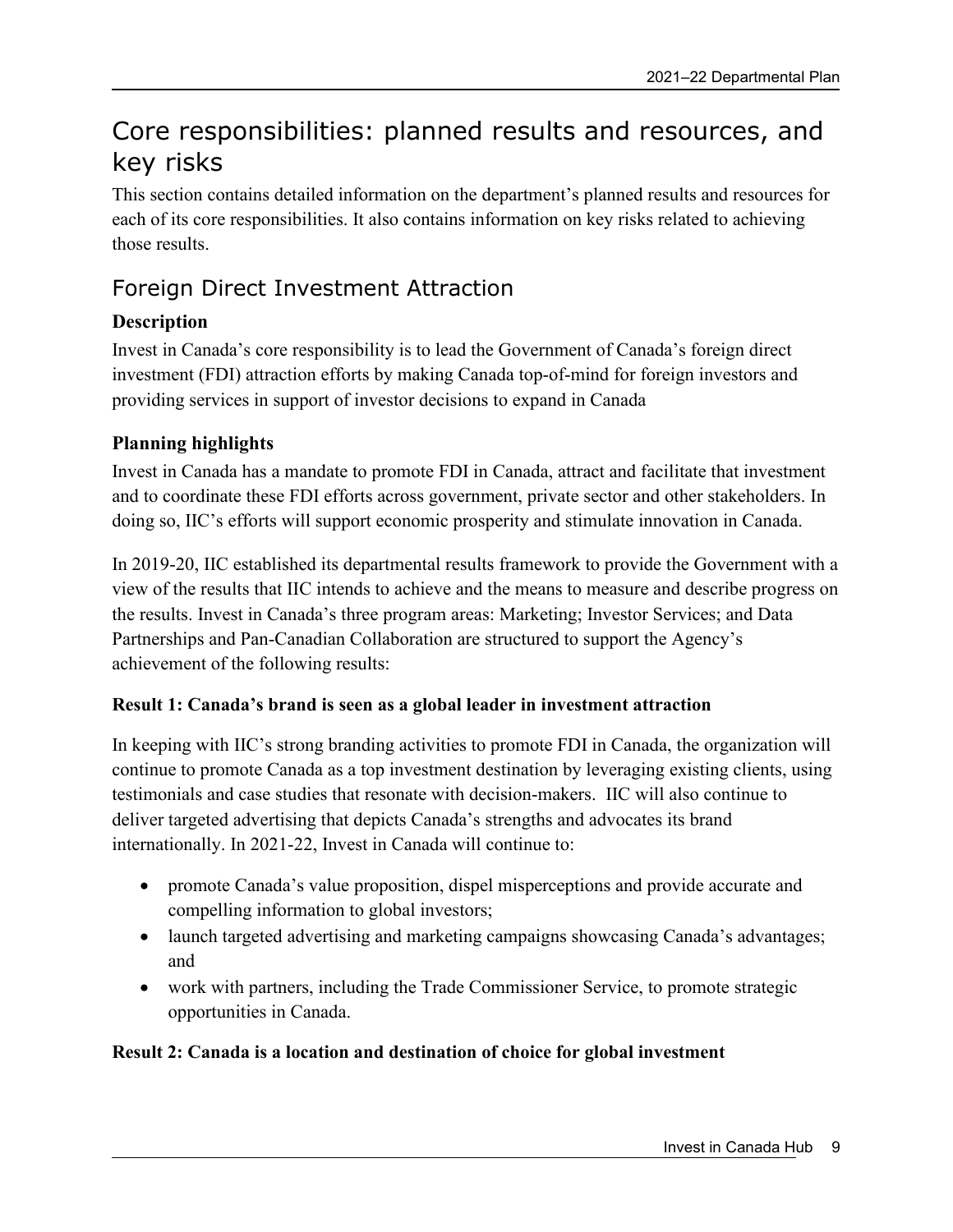# Core responsibilities: planned results and resources, and key risks

This section contains detailed information on the department's planned results and resources for each of its core responsibilities. It also contains information on key risks related to achieving those results.

## Foreign Direct Investment Attraction

### Description

Invest in Canada's core responsibility is to lead the Government of Canada's foreign direct investment (FDI) attraction efforts by making Canada top-of-mind for foreign investors and providing services in support of investor decisions to expand in Canada

### Planning highlights

Invest in Canada has a mandate to promote FDI in Canada, attract and facilitate that investment and to coordinate these FDI efforts across government, private sector and other stakeholders. In doing so, IIC's efforts will support economic prosperity and stimulate innovation in Canada.

In 2019-20, IIC established its departmental results framework to provide the Government with a view of the results that IIC intends to achieve and the means to measure and describe progress on the results. Invest in Canada's three program areas: Marketing; Investor Services; and Data Partnerships and Pan-Canadian Collaboration are structured to support the Agency's achievement of the following results:

**Result 1: Canada's brand is seen as a global leader in investment attraction**

In keeping with IIC's strong branding activities to promote FDI in Canada, the organization will continue to promote Canada as a top investment destination by leveraging existing clients, using testimonials and case studies that resonate with decision-makers. IIC will also continue to deliver targeted advertising that depicts Canada's strengths and advocates its brand internationally. In 2021-22, Invest in Canada will continue to:

- promote Canada's value proposition, dispel misperceptions and provide accurate and compelling information to global investors;
- launch targeted advertising and marketing campaigns showcasing Canada's advantages; and
- work with partners, including the Trade Commissioner Service, to promote strategic opportunities in Canada.

**Result 2: Canada is a location and destination of choice for global investment**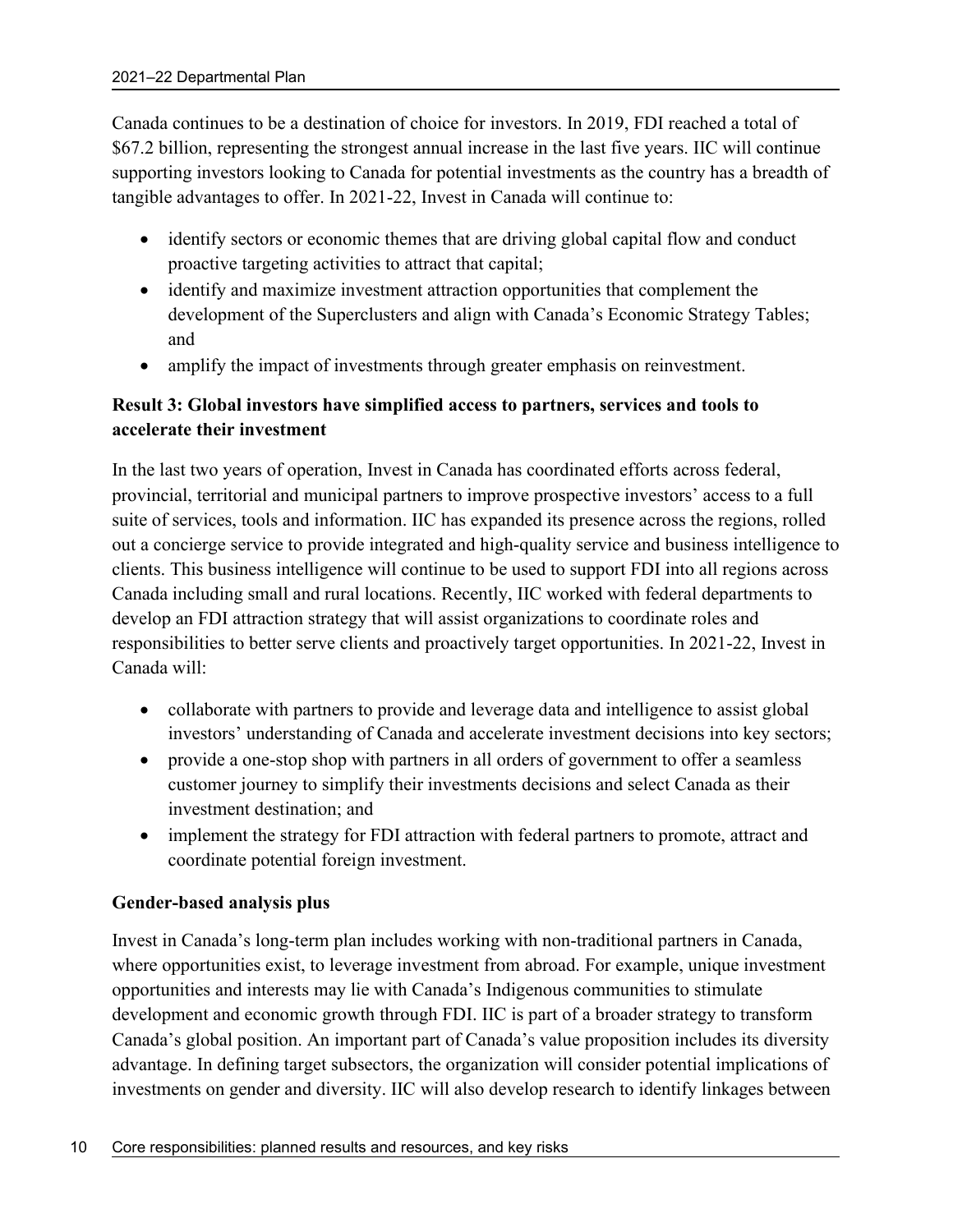Canada continues to be a destination of choice for investors. In 2019, FDI reached a total of $67.2 billion, representing the strongest annual increase in the last five years. IIC will continue supporting investors looking to Canada for potential investments as the country has a breadth of tangible advantages to offer. In 2021-22, Invest in Canada will continue to:

- identify sectors or economic themes that are driving global capital flow and conduct proactive targeting activities to attract that capital;
- identify and maximize investment attraction opportunities that complement the development of the Superclusters and align with Canada's Economic Strategy Tables; and
- amplify the impact of investments through greater emphasis on reinvestment.

**Result 3: Global investors have simplified access to partners, services and tools to accelerate their investment**

In the last two years of operation, Invest in Canada has coordinated efforts across federal, provincial, territorial and municipal partners to improve prospective investors' access to a full suite of services, tools and information. IIC has expanded its presence across the regions, rolled out a concierge service to provide integrated and high-quality service and business intelligence to clients. This business intelligence will continue to be used to support FDI into all regions across Canada including small and rural locations. Recently, IIC worked with federal departments to develop an FDI attraction strategy that will assist organizations to coordinate roles and responsibilities to better serve clients and proactively target opportunities. In 2021-22, Invest in Canada will:

- collaborate with partners to provide and leverage data and intelligence to assist global investors' understanding of Canada and accelerate investment decisions into key sectors;
- provide a one-stop shop with partners in all orders of government to offer a seamless customer journey to simplify their investments decisions and select Canada as their investment destination; and
- implement the strategy for FDI attraction with federal partners to promote, attract and coordinate potential foreign investment.

**Gender-based analysis plus**

Invest in Canada's long-term plan includes working with non-traditional partners in Canada, where opportunities exist, to leverage investment from abroad. For example, unique investment opportunities and interests may lie with Canada's Indigenous communities to stimulate development and economic growth through FDI. IIC is part of a broader strategy to transform Canada's global position. An important part of Canada's value proposition includes its diversity advantage. In defining target subsectors, the organization will consider potential implications of investments on gender and diversity. IIC will also develop research to identify linkages between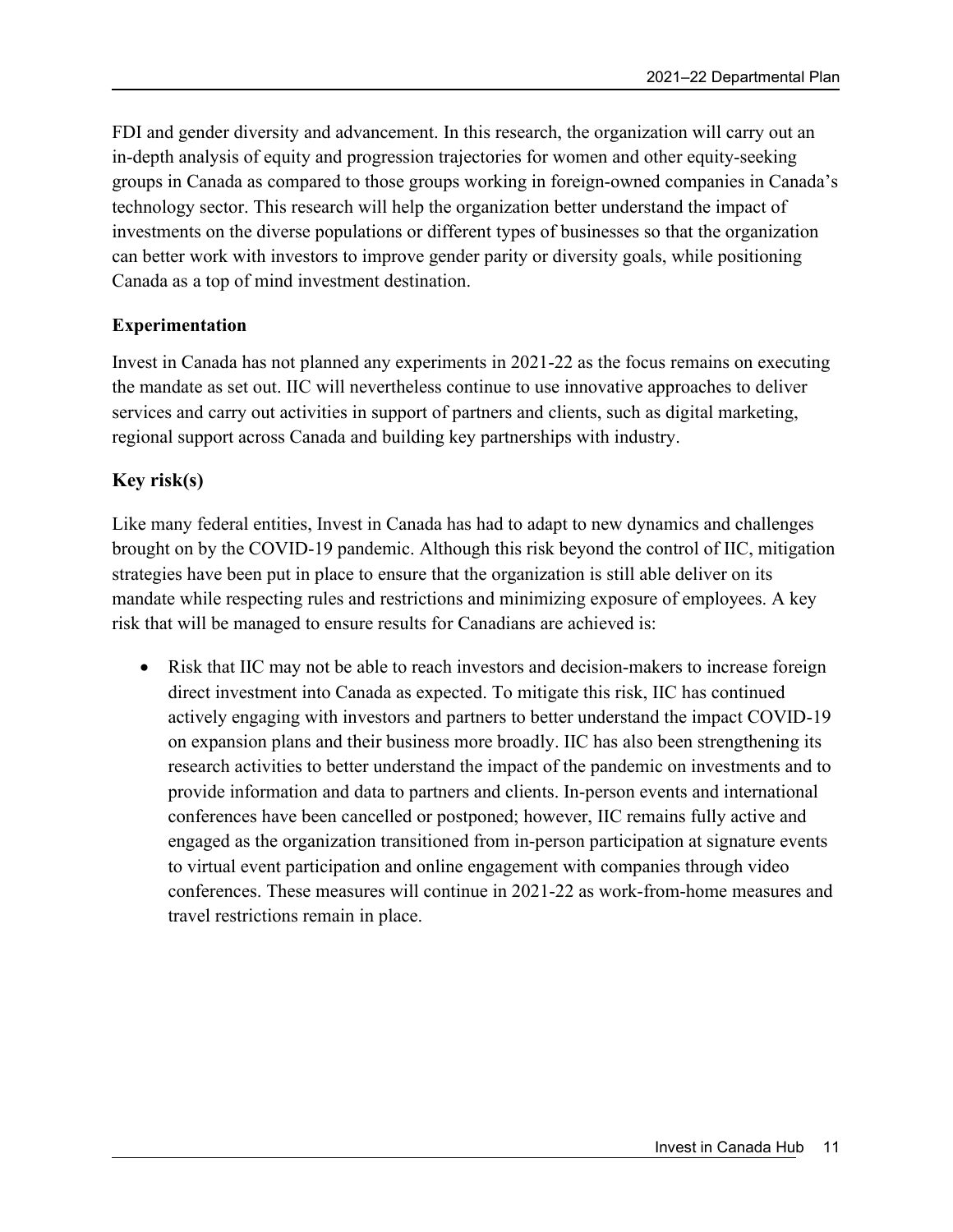FDI and gender diversity and advancement. In this research, the organization will carry out an in-depth analysis of equity and progression trajectories for women and other equity-seeking groups in Canada as compared to those groups working in foreign-owned companies in Canada's technology sector. This research will help the organization better understand the impact of investments on the diverse populations or different types of businesses so that the organization can better work with investors to improve gender parity or diversity goals, while positioning Canada as a top of mind investment destination.

### Experimentation

Invest in Canada has not planned any experiments in 2021-22 as the focus remains on executing the mandate as set out. IIC will nevertheless continue to use innovative approaches to deliver services and carry out activities in support of partners and clients, such as digital marketing, regional support across Canada and building key partnerships with industry.

### Key risk(s)

Like many federal entities, Invest in Canada has had to adapt to new dynamics and challenges brought on by the COVID-19 pandemic. Although this risk beyond the control of IIC, mitigation strategies have been put in place to ensure that the organization is still able deliver on its mandate while respecting rules and restrictions and minimizing exposure of employees. A key risk that will be managed to ensure results for Canadians are achieved is:

- Risk that IIC may not be able to reach investors and decision-makers to increase foreign direct investment into Canada as expected. To mitigate this risk, IIC has continued actively engaging with investors and partners to better understand the impact COVID-19 on expansion plans and their business more broadly. IIC has also been strengthening its research activities to better understand the impact of the pandemic on investments and to provide information and data to partners and clients. In-person events and international conferences have been cancelled or postponed; however, IIC remains fully active and engaged as the organization transitioned from in-person participation at signature events to virtual event participation and online engagement with companies through video conferences. These measures will continue in 2021-22 as work-from-home measures and travel restrictions remain in place.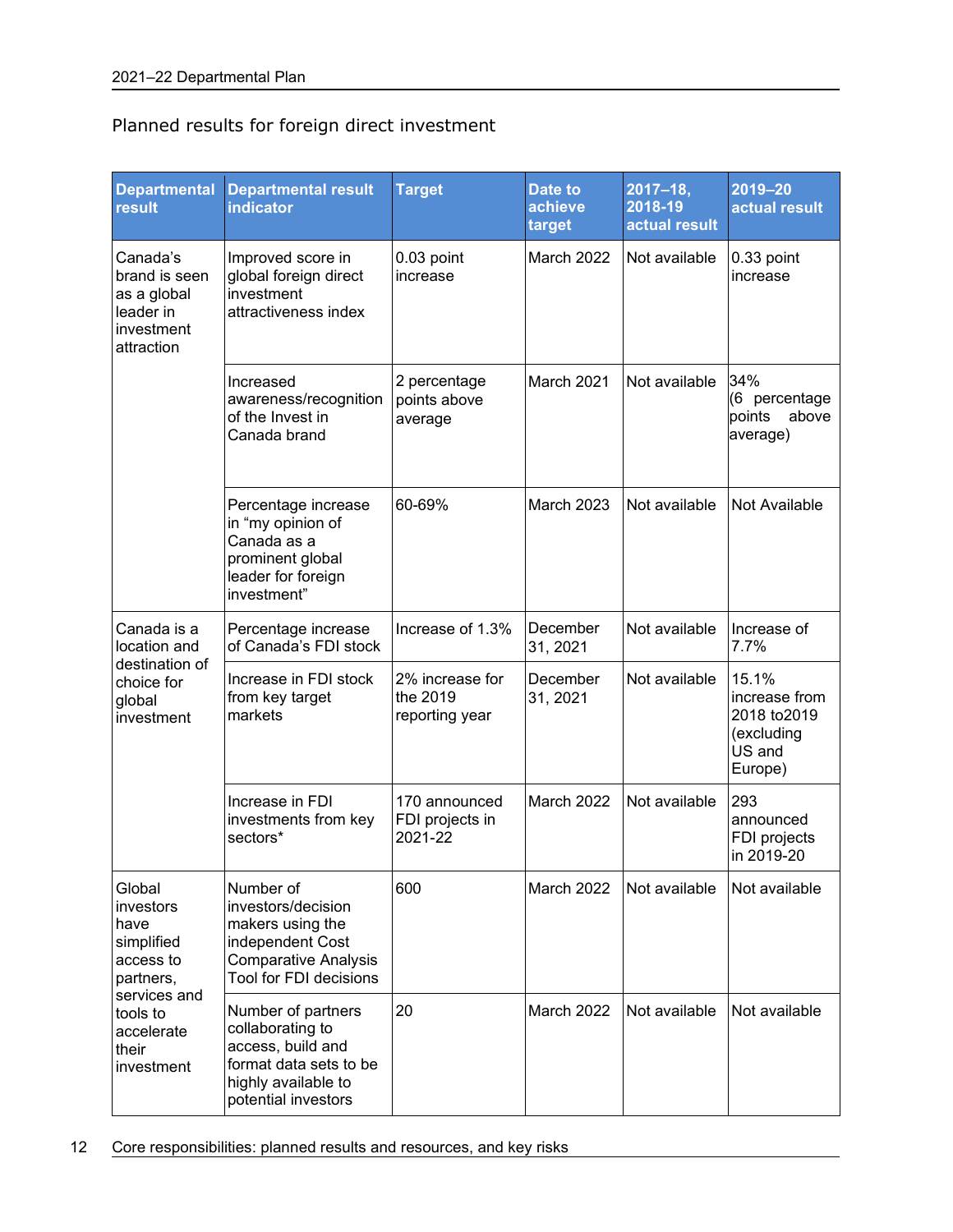## Planned results for foreign direct investment

| Departmental result | Departmental result indicator | Target | Date to achieve target | 2017–18, 2018-19 actual result | 2019–20 actual result |
|---|---|---|---|---|---|
| Canada's brand is seen as a global leader in investment attraction | Improved score in global foreign direct investment attractiveness index | 0.03 point increase | March 2022 | Not available | 0.33 point increase |
| | Increased awareness/recognition of the Invest in Canada brand | 2 percentage points above average | March 2021 | Not available | 34% (6 percentage points above average) |
| | Percentage increase in "my opinion of Canada as a prominent global leader for foreign investment" | 60-69% | March 2023 | Not available | Not Available |
| Canada is a location and destination of choice for global investment | Percentage increase of Canada's FDI stock | Increase of 1.3% | December 31, 2021 | Not available | Increase of 7.7% |
| | Increase in FDI stock from key target markets | 2% increase for the 2019 reporting year | December 31, 2021 | Not available | 15.1% increase from 2018 to2019 (excluding US and Europe) |
| | Increase in FDI investments from key sectors* | 170 announced FDI projects in 2021-22 | March 2022 | Not available | 293 announced FDI projects in 2019-20 |
| Global investors have simplified access to partners, services and tools to accelerate their investment | Number of investors/decision makers using the independent Cost Comparative Analysis Tool for FDI decisions | 600 | March 2022 | Not available | Not available |
| | Number of partners collaborating to access, build and format data sets to be highly available to potential investors | 20 | March 2022 | Not available | Not available |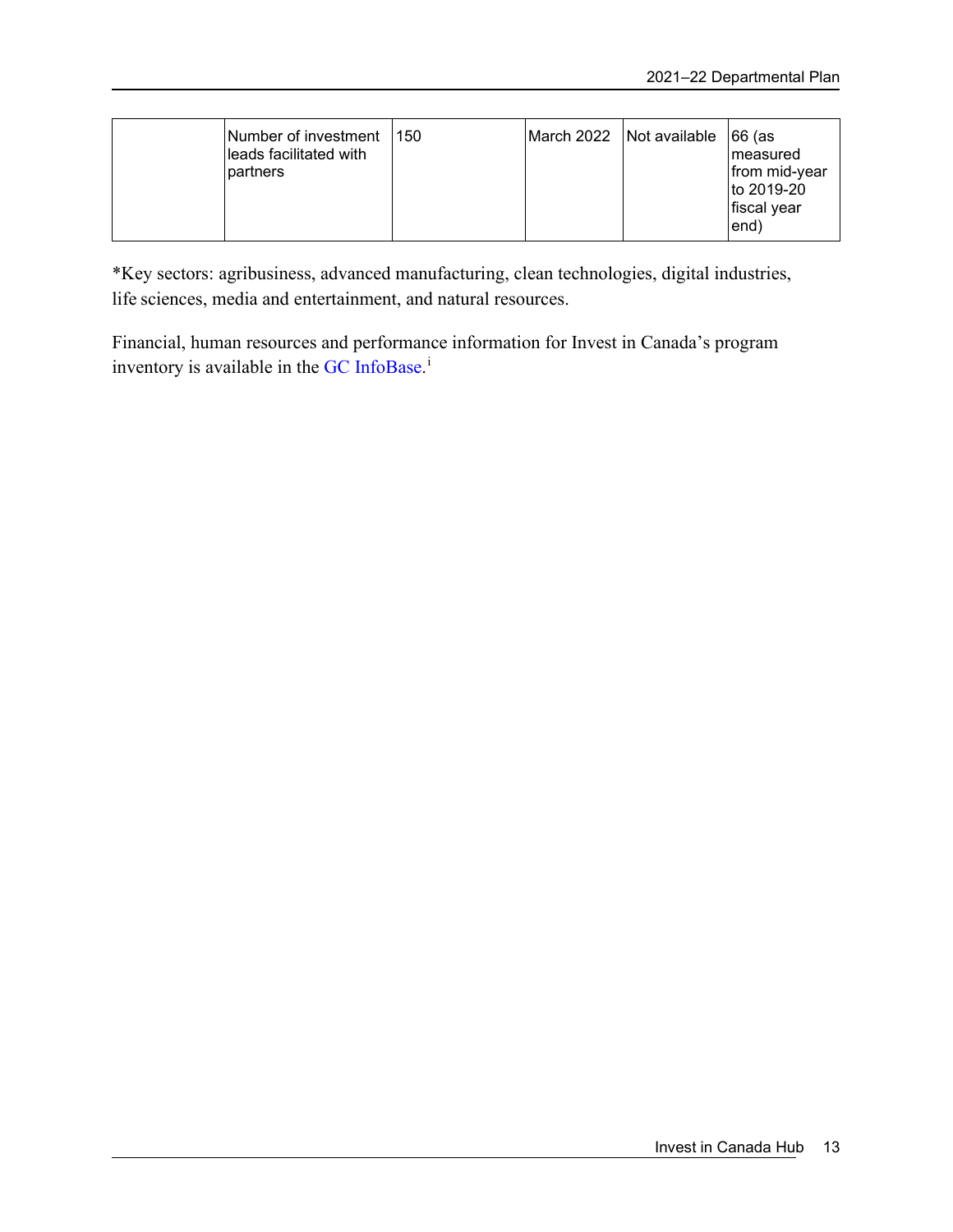| | Number of investment leads facilitated with partners | 150 | March 2022 | Not available | 66 (as measured from mid-year to 2019-20 fiscal year end) |
|---|---|---|---|---|---|

*Key sectors: agribusiness, advanced manufacturing, clean technologies, digital industries, life sciences, media and entertainment, and natural resources.

Financial, human resources and performance information for Invest in Canada's program inventory is available in the GC InfoBase.[i]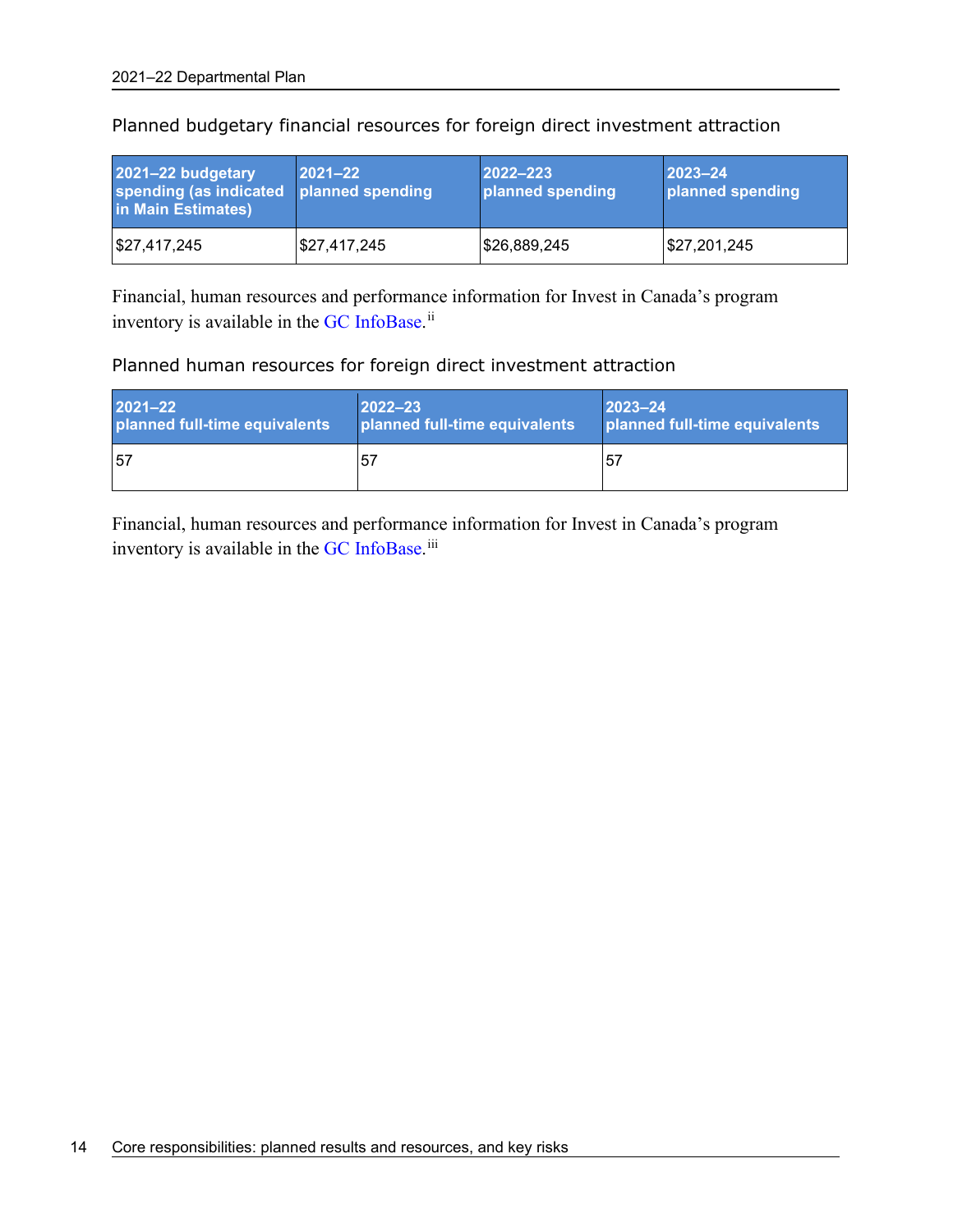### Planned budgetary financial resources for foreign direct investment attraction

| 2021–22 budgetary spending (as indicated in Main Estimates) | 2021–22 planned spending | 2022–223 planned spending | 2023–24 planned spending |
|---|---|---|---|
| $27,417,245 | $27,417,245 | $26,889,245 | $27,201,245 |

Financial, human resources and performance information for Invest in Canada's program inventory is available in the GC InfoBase.[ii]

### Planned human resources for foreign direct investment attraction

| 2021–22 planned full-time equivalents | 2022–23 planned full-time equivalents | 2023–24 planned full-time equivalents |
|---|---|---|
| 57 | 57 | 57 |

Financial, human resources and performance information for Invest in Canada's program inventory is available in the GC InfoBase.[iii]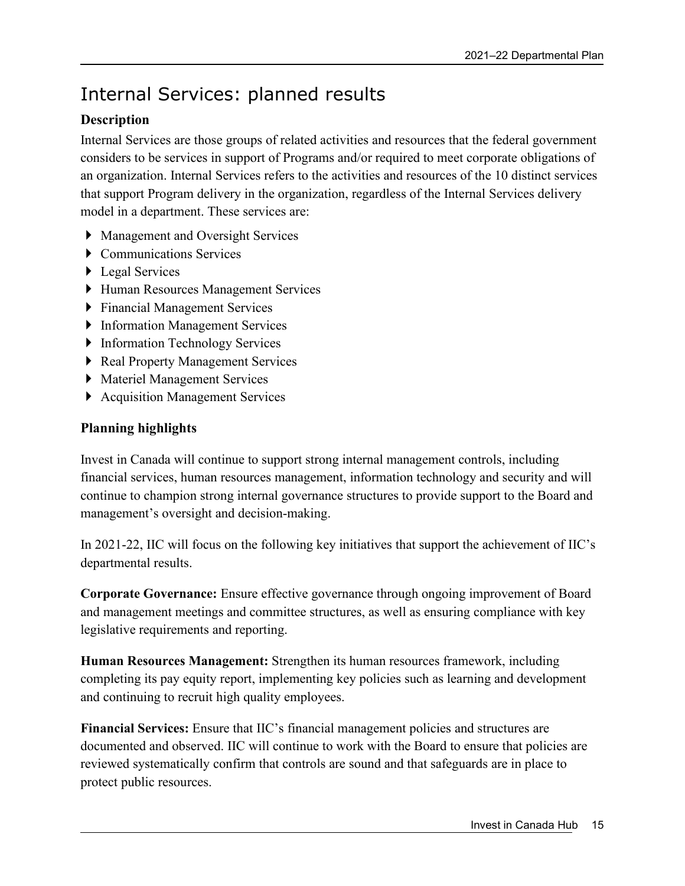# Internal Services: planned results

### Description

Internal Services are those groups of related activities and resources that the federal government considers to be services in support of Programs and/or required to meet corporate obligations of an organization. Internal Services refers to the activities and resources of the 10 distinct services that support Program delivery in the organization, regardless of the Internal Services delivery model in a department. These services are:

- Management and Oversight Services
- Communications Services
- Legal Services
- Human Resources Management Services
- Financial Management Services
- Information Management Services
- Information Technology Services
- Real Property Management Services
- Materiel Management Services
- Acquisition Management Services

### Planning highlights

Invest in Canada will continue to support strong internal management controls, including financial services, human resources management, information technology and security and will continue to champion strong internal governance structures to provide support to the Board and management's oversight and decision-making.

In 2021-22, IIC will focus on the following key initiatives that support the achievement of IIC's departmental results.

**Corporate Governance:** Ensure effective governance through ongoing improvement of Board and management meetings and committee structures, as well as ensuring compliance with key legislative requirements and reporting.

**Human Resources Management:** Strengthen its human resources framework, including completing its pay equity report, implementing key policies such as learning and development and continuing to recruit high quality employees.

**Financial Services:** Ensure that IIC's financial management policies and structures are documented and observed. IIC will continue to work with the Board to ensure that policies are reviewed systematically confirm that controls are sound and that safeguards are in place to protect public resources.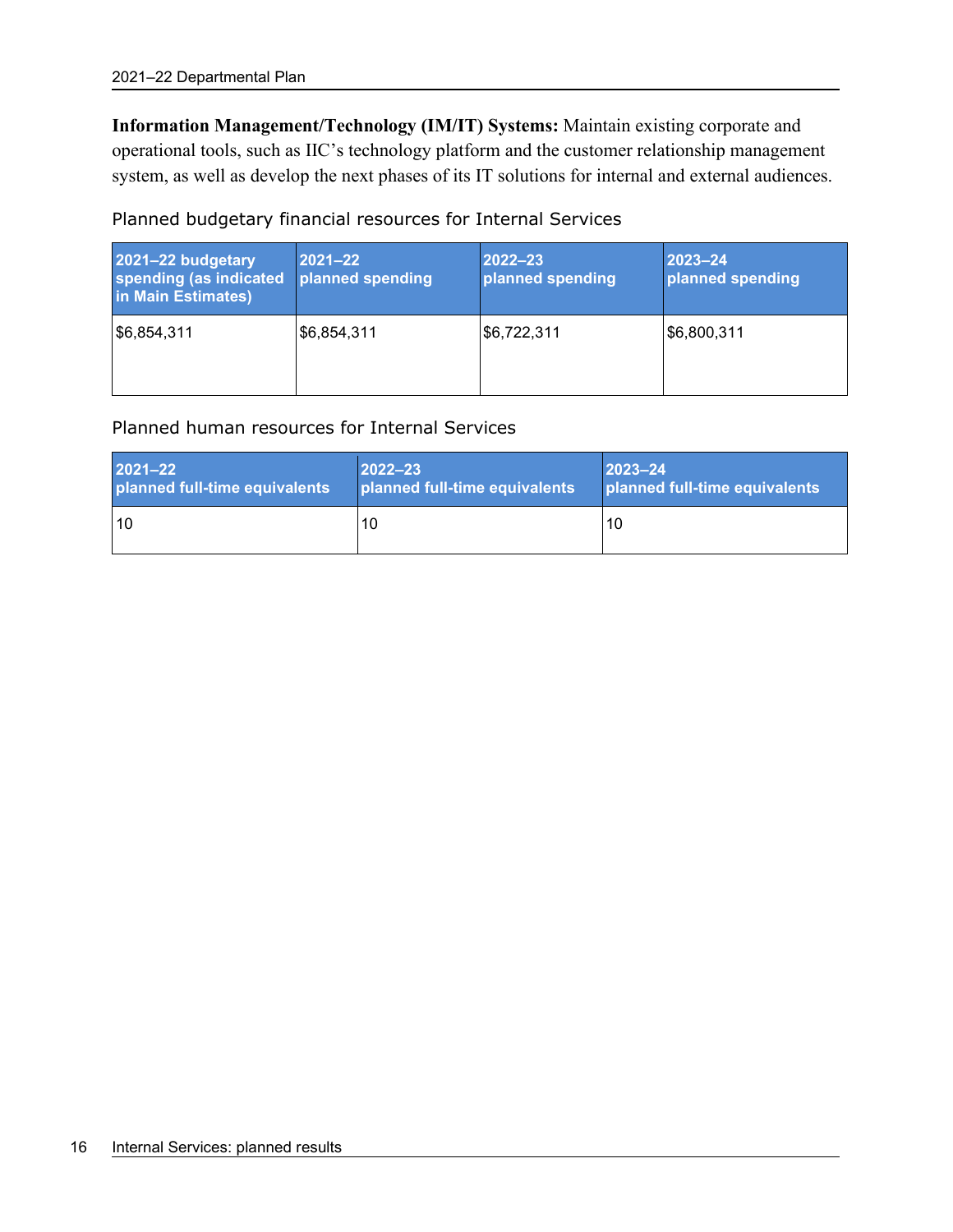**Information Management/Technology (IM/IT) Systems:** Maintain existing corporate and operational tools, such as IIC's technology platform and the customer relationship management system, as well as develop the next phases of its IT solutions for internal and external audiences.

Planned budgetary financial resources for Internal Services

| 2021–22 budgetary spending (as indicated in Main Estimates) | 2021–22 planned spending | 2022–23 planned spending | 2023–24 planned spending |
|---|---|---|---|
| $6,854,311 | $6,854,311 | $6,722,311 | $6,800,311 |

Planned human resources for Internal Services

| 2021–22 planned full-time equivalents | 2022–23 planned full-time equivalents | 2023–24 planned full-time equivalents |
|---|---|---|
| 10 | 10 | 10 |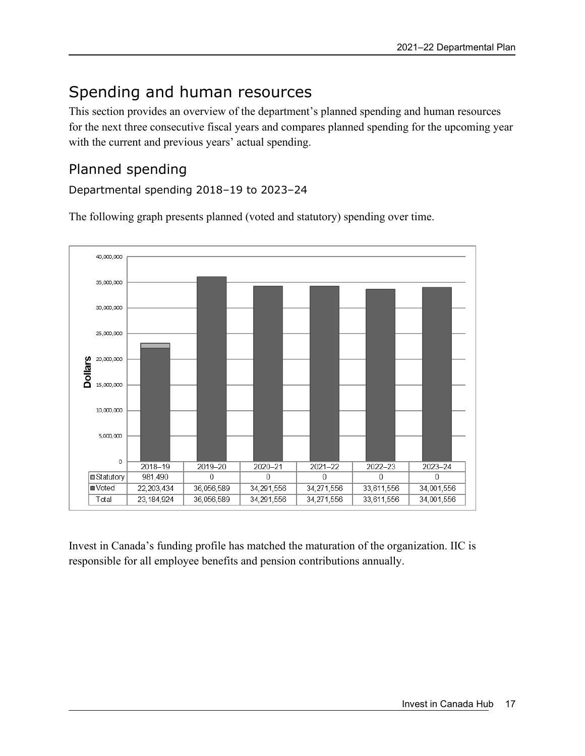# Spending and human resources

This section provides an overview of the department's planned spending and human resources for the next three consecutive fiscal years and compares planned spending for the upcoming year with the current and previous years' actual spending.

## Planned spending

### Departmental spending 2018–19 to 2023–24

The following graph presents planned (voted and statutory) spending over time.

| | 2018–19 | 2019–20 | 2020–21 | 2021–22 | 2022–23 | 2023–24 |
|---|---|---|---|---|---|---|
| Statutory | 981,490 | 0 | 0 | 0 | 0 | 0 |
| Voted | 22,203,434 | 36,056,589 | 34,291,556 | 34,271,556 | 33,611,556 | 34,001,556 |
| Total | 23,184,924 | 36,056,589 | 34,291,556 | 34,271,556 | 33,611,556 | 34,001,556 |

Invest in Canada's funding profile has matched the maturation of the organization. IIC is responsible for all employee benefits and pension contributions annually.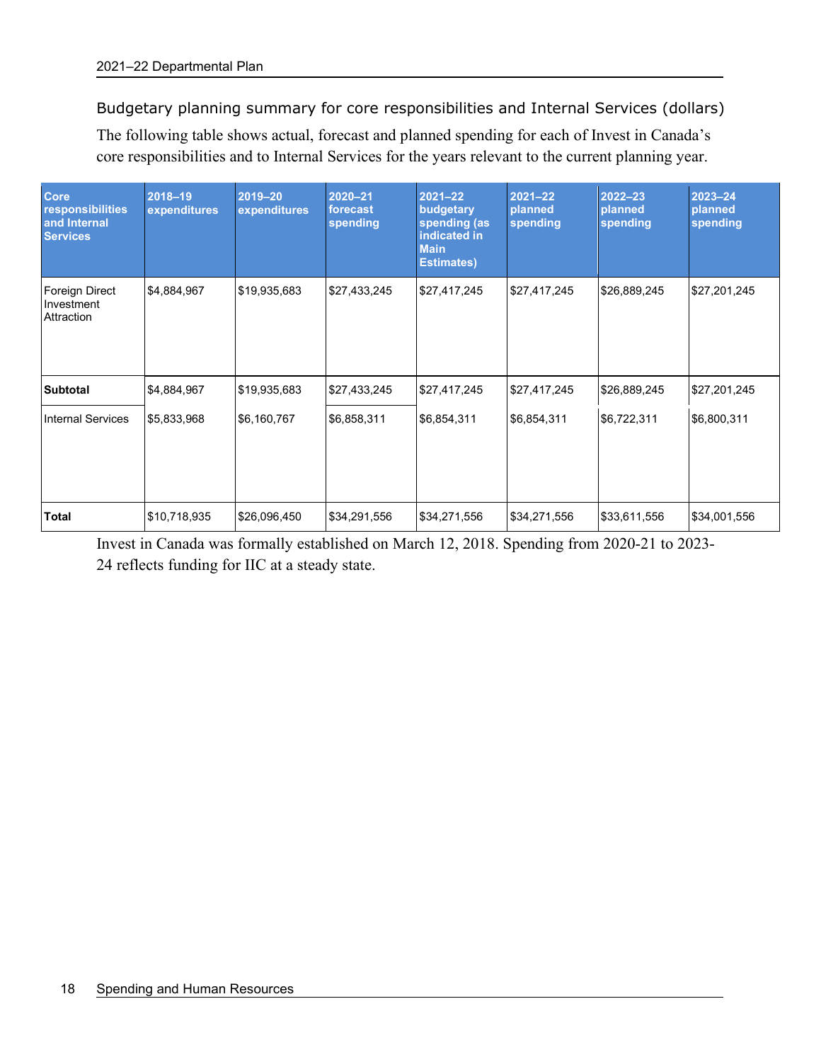## Budgetary planning summary for core responsibilities and Internal Services (dollars)

The following table shows actual, forecast and planned spending for each of Invest in Canada's core responsibilities and to Internal Services for the years relevant to the current planning year.

| Core responsibilities and Internal Services | 2018–19 expenditures | 2019–20 expenditures | 2020–21 forecast spending | 2021–22 budgetary spending (as indicated in Main Estimates) | 2021–22 planned spending | 2022–23 planned spending | 2023–24 planned spending |
|---|---|---|---|---|---|---|---|
| Foreign Direct Investment Attraction | $4,884,967 | $19,935,683 | $27,433,245 | $27,417,245 | $27,417,245 | $26,889,245 | $27,201,245 |
| **Subtotal** | $4,884,967 | $19,935,683 | $27,433,245 | $27,417,245 | $27,417,245 | $26,889,245 | $27,201,245 |
| Internal Services | $5,833,968 | $6,160,767 | $6,858,311 | $6,854,311 | $6,854,311 | $6,722,311 | $6,800,311 |
| **Total** | $10,718,935 | $26,096,450 | $34,291,556 | $34,271,556 | $34,271,556 | $33,611,556 | $34,001,556 |

Invest in Canada was formally established on March 12, 2018. Spending from 2020-21 to 2023-24 reflects funding for IIC at a steady state.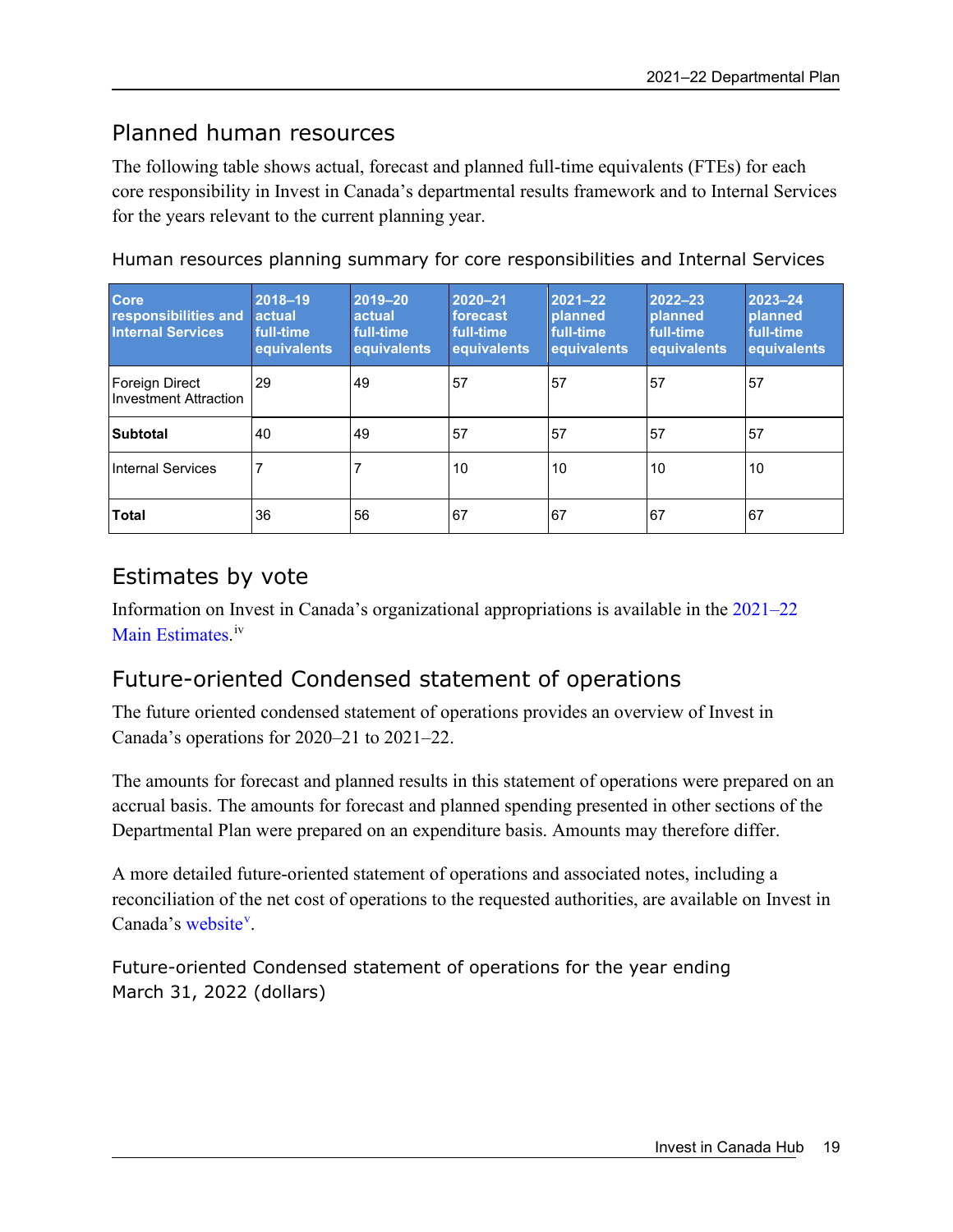## Planned human resources

The following table shows actual, forecast and planned full-time equivalents (FTEs) for each core responsibility in Invest in Canada's departmental results framework and to Internal Services for the years relevant to the current planning year.

Human resources planning summary for core responsibilities and Internal Services

| Core responsibilities and Internal Services | 2018–19 actual full-time equivalents | 2019–20 actual full-time equivalents | 2020–21 forecast full-time equivalents | 2021–22 planned full-time equivalents | 2022–23 planned full-time equivalents | 2023–24 planned full-time equivalents |
|---|---|---|---|---|---|---|
| Foreign Direct Investment Attraction | 29 | 49 | 57 | 57 | 57 | 57 |
| **Subtotal** | 40 | 49 | 57 | 57 | 57 | 57 |
| Internal Services | 7 | 7 | 10 | 10 | 10 | 10 |
| **Total** | 36 | 56 | 67 | 67 | 67 | 67 |

## Estimates by vote

Information on Invest in Canada's organizational appropriations is available in the 2021–22 Main Estimates.[iv]

## Future-oriented Condensed statement of operations

The future oriented condensed statement of operations provides an overview of Invest in Canada's operations for 2020–21 to 2021–22.

The amounts for forecast and planned results in this statement of operations were prepared on an accrual basis. The amounts for forecast and planned spending presented in other sections of the Departmental Plan were prepared on an expenditure basis. Amounts may therefore differ.

A more detailed future-oriented statement of operations and associated notes, including a reconciliation of the net cost of operations to the requested authorities, are available on Invest in Canada's website[v].

Future-oriented Condensed statement of operations for the year ending March 31, 2022 (dollars)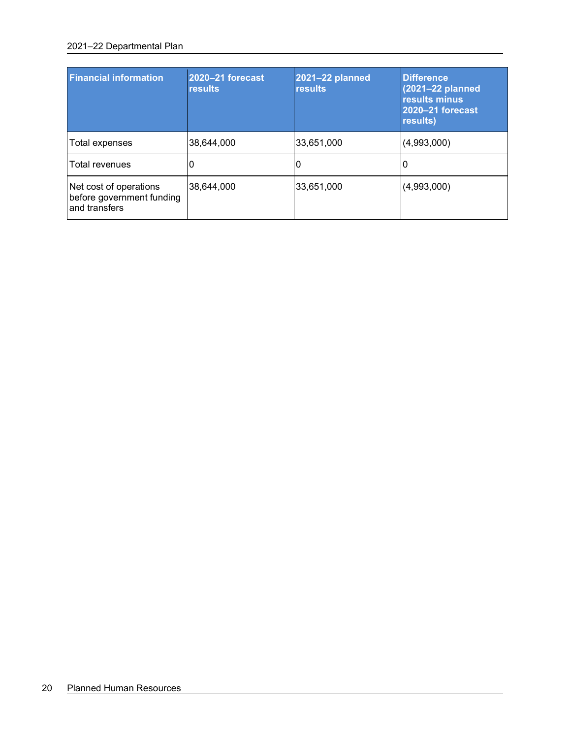| Financial information | 2020–21 forecast results | 2021–22 planned results | Difference (2021–22 planned results minus 2020–21 forecast results) |
|---|---|---|---|
| Total expenses | 38,644,000 | 33,651,000 | (4,993,000) |
| Total revenues | 0 | 0 | 0 |
| Net cost of operations before government funding and transfers | 38,644,000 | 33,651,000 | (4,993,000) |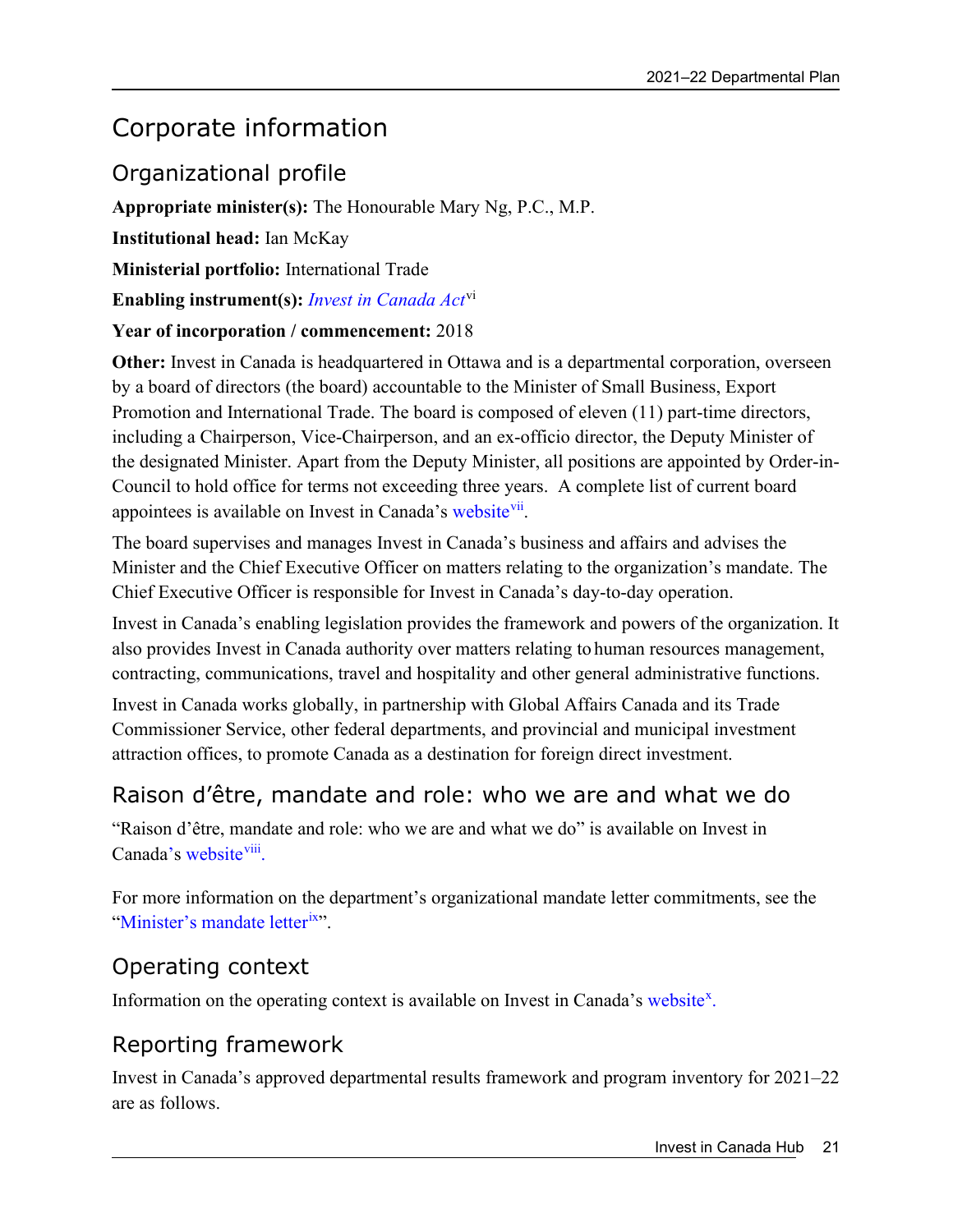# Corporate information

## Organizational profile

**Appropriate minister(s):** The Honourable Mary Ng, P.C., M.P.

**Institutional head:** Ian McKay

**Ministerial portfolio:** International Trade

**Enabling instrument(s):** *Invest in Canada Act*[vi]

**Year of incorporation / commencement:** 2018

**Other:** Invest in Canada is headquartered in Ottawa and is a departmental corporation, overseen by a board of directors (the board) accountable to the Minister of Small Business, Export Promotion and International Trade. The board is composed of eleven (11) part-time directors, including a Chairperson, Vice-Chairperson, and an ex-officio director, the Deputy Minister of the designated Minister. Apart from the Deputy Minister, all positions are appointed by Order-in-Council to hold office for terms not exceeding three years. A complete list of current board appointees is available on Invest in Canada's website[vii].

The board supervises and manages Invest in Canada's business and affairs and advises the Minister and the Chief Executive Officer on matters relating to the organization's mandate. The Chief Executive Officer is responsible for Invest in Canada's day-to-day operation.

Invest in Canada's enabling legislation provides the framework and powers of the organization. It also provides Invest in Canada authority over matters relating to human resources management, contracting, communications, travel and hospitality and other general administrative functions.

Invest in Canada works globally, in partnership with Global Affairs Canada and its Trade Commissioner Service, other federal departments, and provincial and municipal investment attraction offices, to promote Canada as a destination for foreign direct investment.

## Raison d'être, mandate and role: who we are and what we do

"Raison d'être, mandate and role: who we are and what we do" is available on Invest in Canada's website[viii].

For more information on the department's organizational mandate letter commitments, see the "Minister's mandate letter[ix]".

## Operating context

Information on the operating context is available on Invest in Canada's website[x].

## Reporting framework

Invest in Canada's approved departmental results framework and program inventory for 2021–22 are as follows.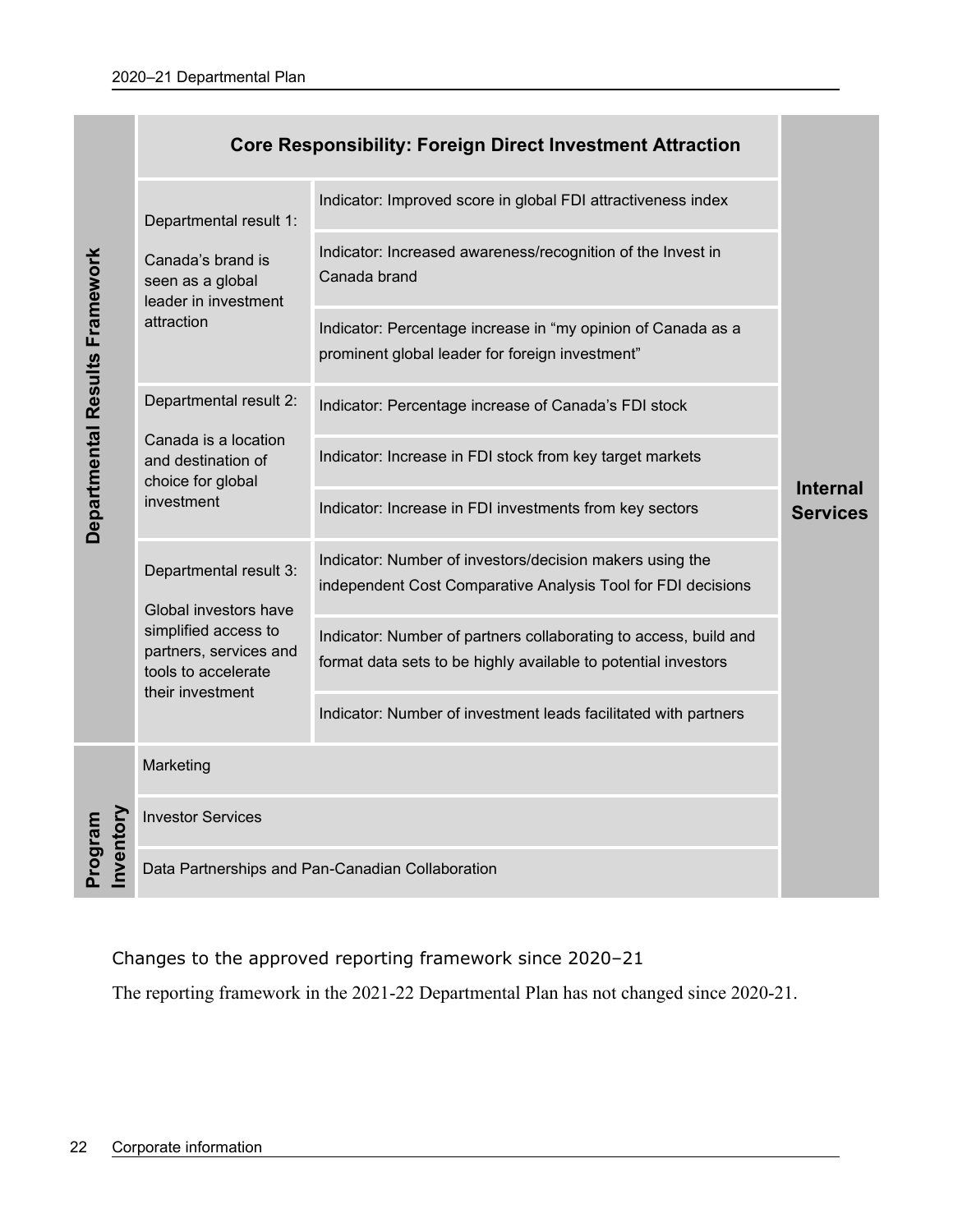| Departmental Results Framework | Core Responsibility: Foreign Direct Investment Attraction | | Internal Services |
|---|---|---|---|
| | Departmental result 1: Canada's brand is seen as a global leader in investment attraction | Indicator: Improved score in global FDI attractiveness index | |
| | | Indicator: Increased awareness/recognition of the Invest in Canada brand | |
| | | Indicator: Percentage increase in "my opinion of Canada as a prominent global leader for foreign investment" | |
| | Departmental result 2: Canada is a location and destination of choice for global investment | Indicator: Percentage increase of Canada's FDI stock | |
| | | Indicator: Increase in FDI stock from key target markets | |
| | | Indicator: Increase in FDI investments from key sectors | |
| | Departmental result 3: Global investors have simplified access to partners, services and tools to accelerate their investment | Indicator: Number of investors/decision makers using the independent Cost Comparative Analysis Tool for FDI decisions | |
| | | Indicator: Number of partners collaborating to access, build and format data sets to be highly available to potential investors | |
| | | Indicator: Number of investment leads facilitated with partners | |
| Program Inventory | Marketing | | |
| | Investor Services | | |
| | Data Partnerships and Pan-Canadian Collaboration | | |

### Changes to the approved reporting framework since 2020–21

The reporting framework in the 2021-22 Departmental Plan has not changed since 2020-21.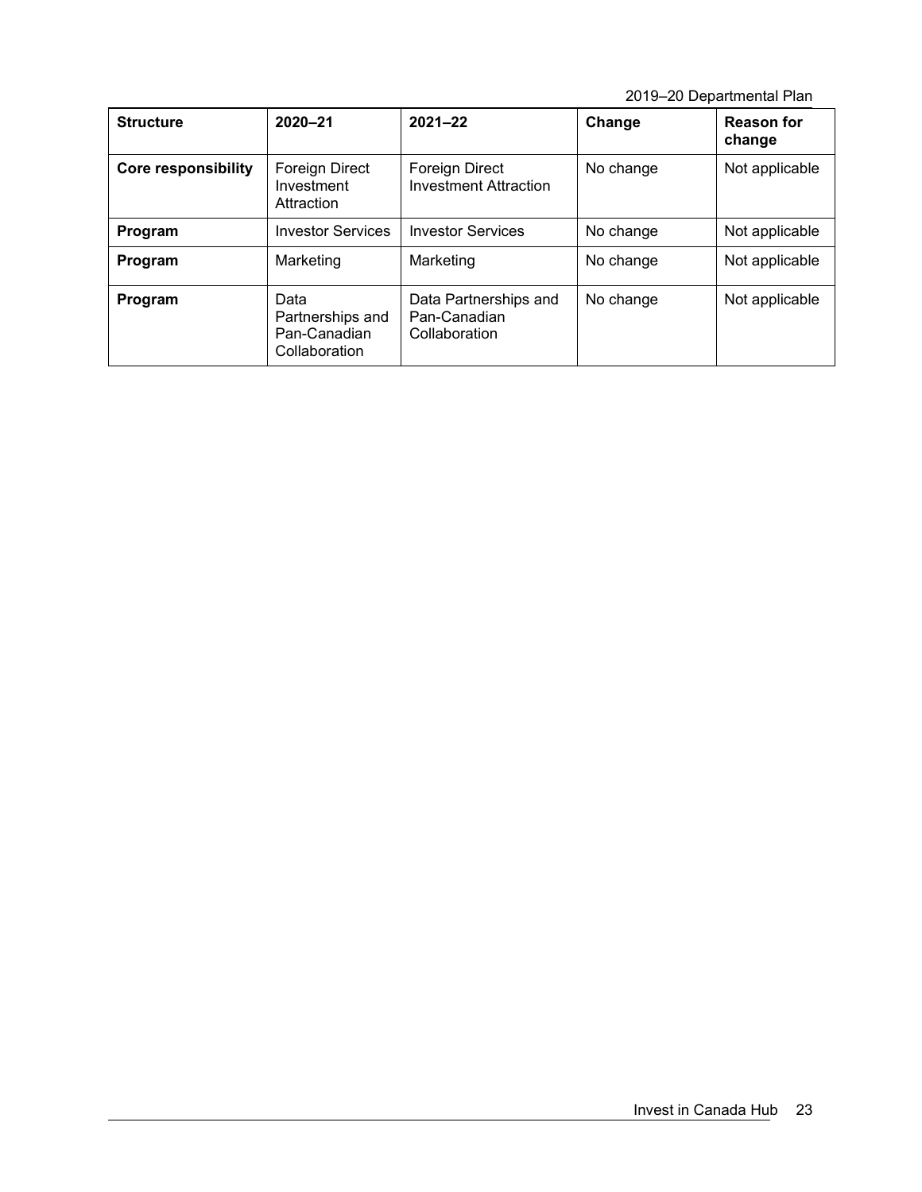| Structure | 2020–21 | 2021–22 | Change | Reason for change |
|---|---|---|---|---|
| **Core responsibility** | Foreign Direct Investment Attraction | Foreign Direct Investment Attraction | No change | Not applicable |
| **Program** | Investor Services | Investor Services | No change | Not applicable |
| **Program** | Marketing | Marketing | No change | Not applicable |
| **Program** | Data Partnerships and Pan-Canadian Collaboration | Data Partnerships and Pan-Canadian Collaboration | No change | Not applicable |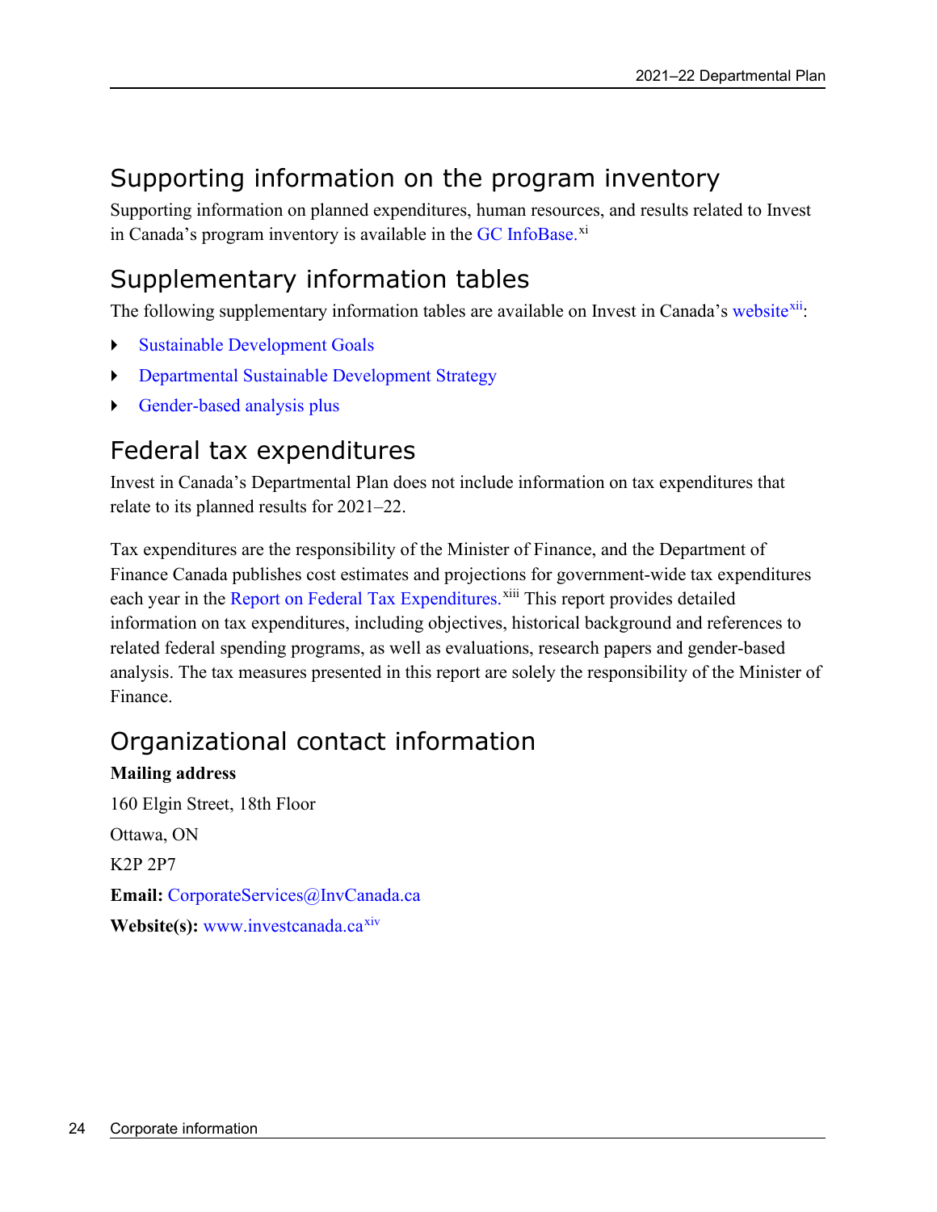## Supporting information on the program inventory

Supporting information on planned expenditures, human resources, and results related to Invest in Canada's program inventory is available in the GC InfoBase.[xi]

## Supplementary information tables

The following supplementary information tables are available on Invest in Canada's website[xii]:

- Sustainable Development Goals
- Departmental Sustainable Development Strategy
- Gender-based analysis plus

## Federal tax expenditures

Invest in Canada's Departmental Plan does not include information on tax expenditures that relate to its planned results for 2021–22.

Tax expenditures are the responsibility of the Minister of Finance, and the Department of Finance Canada publishes cost estimates and projections for government-wide tax expenditures each year in the Report on Federal Tax Expenditures.[xiii] This report provides detailed information on tax expenditures, including objectives, historical background and references to related federal spending programs, as well as evaluations, research papers and gender-based analysis. The tax measures presented in this report are solely the responsibility of the Minister of Finance.

## Organizational contact information

**Mailing address**

160 Elgin Street, 18th Floor

Ottawa, ON

K2P 2P7

**Email:** CorporateServices@InvCanada.ca

**Website(s):** www.investcanada.ca[xiv]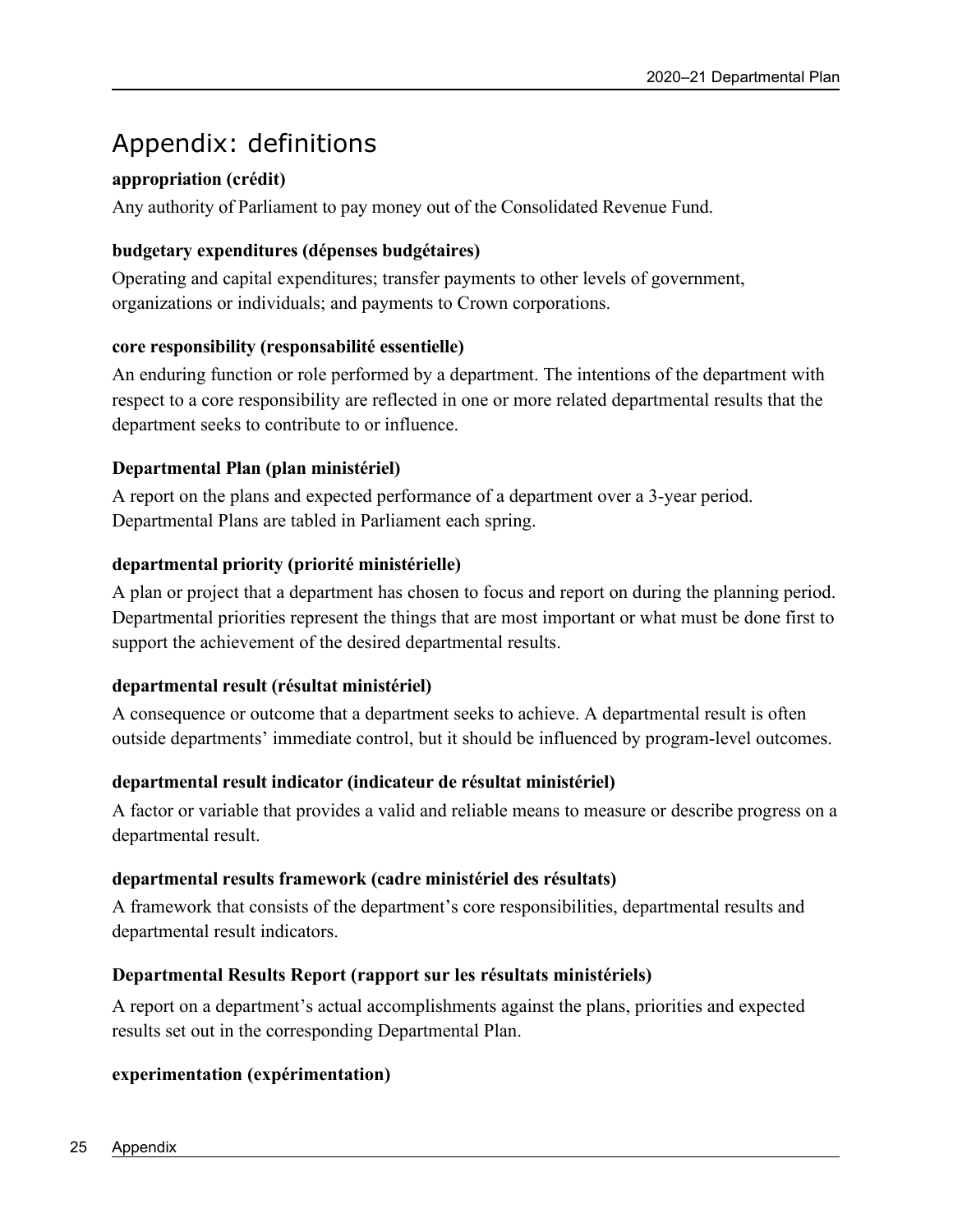# Appendix: definitions

**appropriation (crédit)**

Any authority of Parliament to pay money out of the Consolidated Revenue Fund.

**budgetary expenditures (dépenses budgétaires)**

Operating and capital expenditures; transfer payments to other levels of government, organizations or individuals; and payments to Crown corporations.

**core responsibility (responsabilité essentielle)**

An enduring function or role performed by a department. The intentions of the department with respect to a core responsibility are reflected in one or more related departmental results that the department seeks to contribute to or influence.

**Departmental Plan (plan ministériel)**

A report on the plans and expected performance of a department over a 3-year period. Departmental Plans are tabled in Parliament each spring.

**departmental priority (priorité ministérielle)**

A plan or project that a department has chosen to focus and report on during the planning period. Departmental priorities represent the things that are most important or what must be done first to support the achievement of the desired departmental results.

**departmental result (résultat ministériel)**

A consequence or outcome that a department seeks to achieve. A departmental result is often outside departments' immediate control, but it should be influenced by program-level outcomes.

**departmental result indicator (indicateur de résultat ministériel)**

A factor or variable that provides a valid and reliable means to measure or describe progress on a departmental result.

**departmental results framework (cadre ministériel des résultats)**

A framework that consists of the department's core responsibilities, departmental results and departmental result indicators.

**Departmental Results Report (rapport sur les résultats ministériels)**

A report on a department's actual accomplishments against the plans, priorities and expected results set out in the corresponding Departmental Plan.

**experimentation (expérimentation)**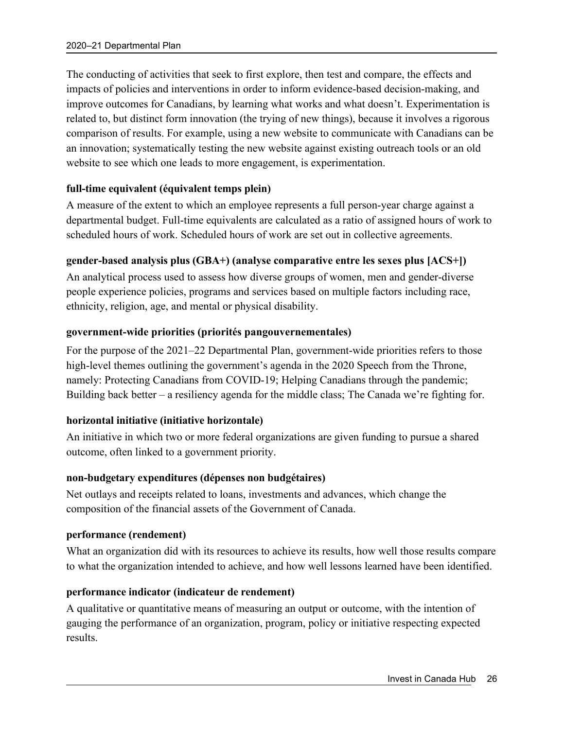The conducting of activities that seek to first explore, then test and compare, the effects and impacts of policies and interventions in order to inform evidence-based decision-making, and improve outcomes for Canadians, by learning what works and what doesn’t. Experimentation is related to, but distinct form innovation (the trying of new things), because it involves a rigorous comparison of results. For example, using a new website to communicate with Canadians can be an innovation; systematically testing the new website against existing outreach tools or an old website to see which one leads to more engagement, is experimentation.

**full-time equivalent (équivalent temps plein)**

A measure of the extent to which an employee represents a full person-year charge against a departmental budget. Full-time equivalents are calculated as a ratio of assigned hours of work to scheduled hours of work. Scheduled hours of work are set out in collective agreements.

**gender-based analysis plus (GBA+) (analyse comparative entre les sexes plus [ACS+])**

An analytical process used to assess how diverse groups of women, men and gender-diverse people experience policies, programs and services based on multiple factors including race, ethnicity, religion, age, and mental or physical disability.

**government-wide priorities (priorités pangouvernementales)**

For the purpose of the 2021–22 Departmental Plan, government-wide priorities refers to those high-level themes outlining the government’s agenda in the 2020 Speech from the Throne, namely: Protecting Canadians from COVID-19; Helping Canadians through the pandemic; Building back better – a resiliency agenda for the middle class; The Canada we’re fighting for.

**horizontal initiative (initiative horizontale)**

An initiative in which two or more federal organizations are given funding to pursue a shared outcome, often linked to a government priority.

**non-budgetary expenditures (dépenses non budgétaires)**

Net outlays and receipts related to loans, investments and advances, which change the composition of the financial assets of the Government of Canada.

**performance (rendement)**

What an organization did with its resources to achieve its results, how well those results compare to what the organization intended to achieve, and how well lessons learned have been identified.

**performance indicator (indicateur de rendement)**

A qualitative or quantitative means of measuring an output or outcome, with the intention of gauging the performance of an organization, program, policy or initiative respecting expected results.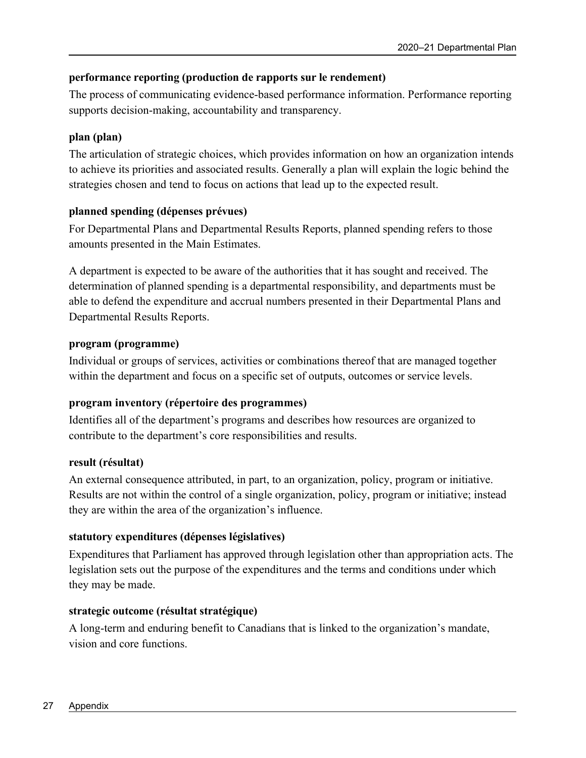**performance reporting (production de rapports sur le rendement)**

The process of communicating evidence-based performance information. Performance reporting supports decision-making, accountability and transparency.

**plan (plan)**

The articulation of strategic choices, which provides information on how an organization intends to achieve its priorities and associated results. Generally a plan will explain the logic behind the strategies chosen and tend to focus on actions that lead up to the expected result.

**planned spending (dépenses prévues)**

For Departmental Plans and Departmental Results Reports, planned spending refers to those amounts presented in the Main Estimates.

A department is expected to be aware of the authorities that it has sought and received. The determination of planned spending is a departmental responsibility, and departments must be able to defend the expenditure and accrual numbers presented in their Departmental Plans and Departmental Results Reports.

**program (programme)**

Individual or groups of services, activities or combinations thereof that are managed together within the department and focus on a specific set of outputs, outcomes or service levels.

**program inventory (répertoire des programmes)**

Identifies all of the department's programs and describes how resources are organized to contribute to the department's core responsibilities and results.

**result (résultat)**

An external consequence attributed, in part, to an organization, policy, program or initiative. Results are not within the control of a single organization, policy, program or initiative; instead they are within the area of the organization's influence.

**statutory expenditures (dépenses législatives)**

Expenditures that Parliament has approved through legislation other than appropriation acts. The legislation sets out the purpose of the expenditures and the terms and conditions under which they may be made.

**strategic outcome (résultat stratégique)**

A long-term and enduring benefit to Canadians that is linked to the organization's mandate, vision and core functions.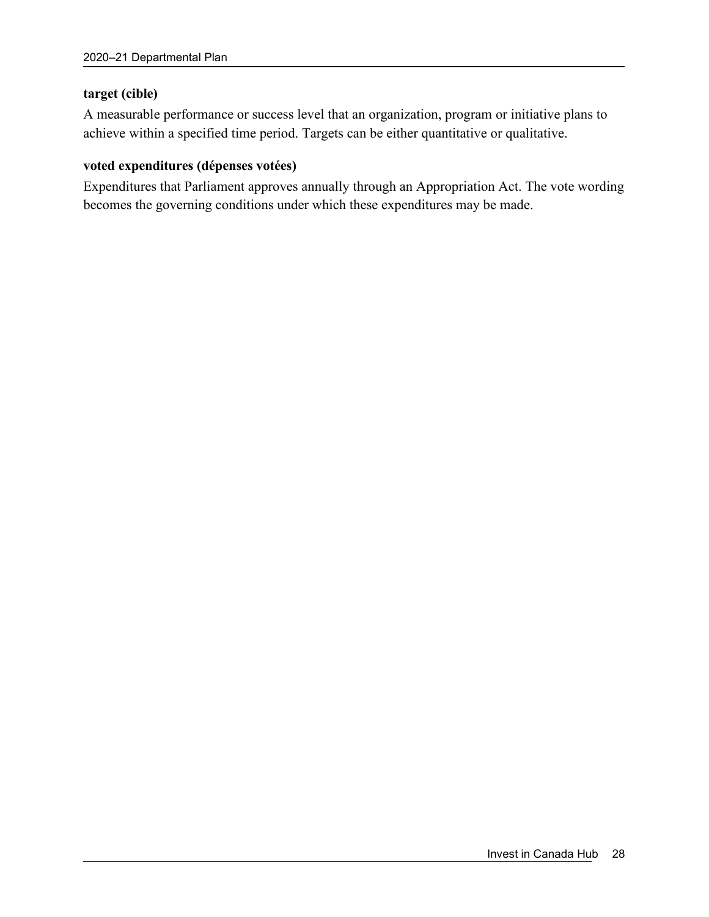**target (cible)**

A measurable performance or success level that an organization, program or initiative plans to achieve within a specified time period. Targets can be either quantitative or qualitative.

**voted expenditures (dépenses votées)**

Expenditures that Parliament approves annually through an Appropriation Act. The vote wording becomes the governing conditions under which these expenditures may be made.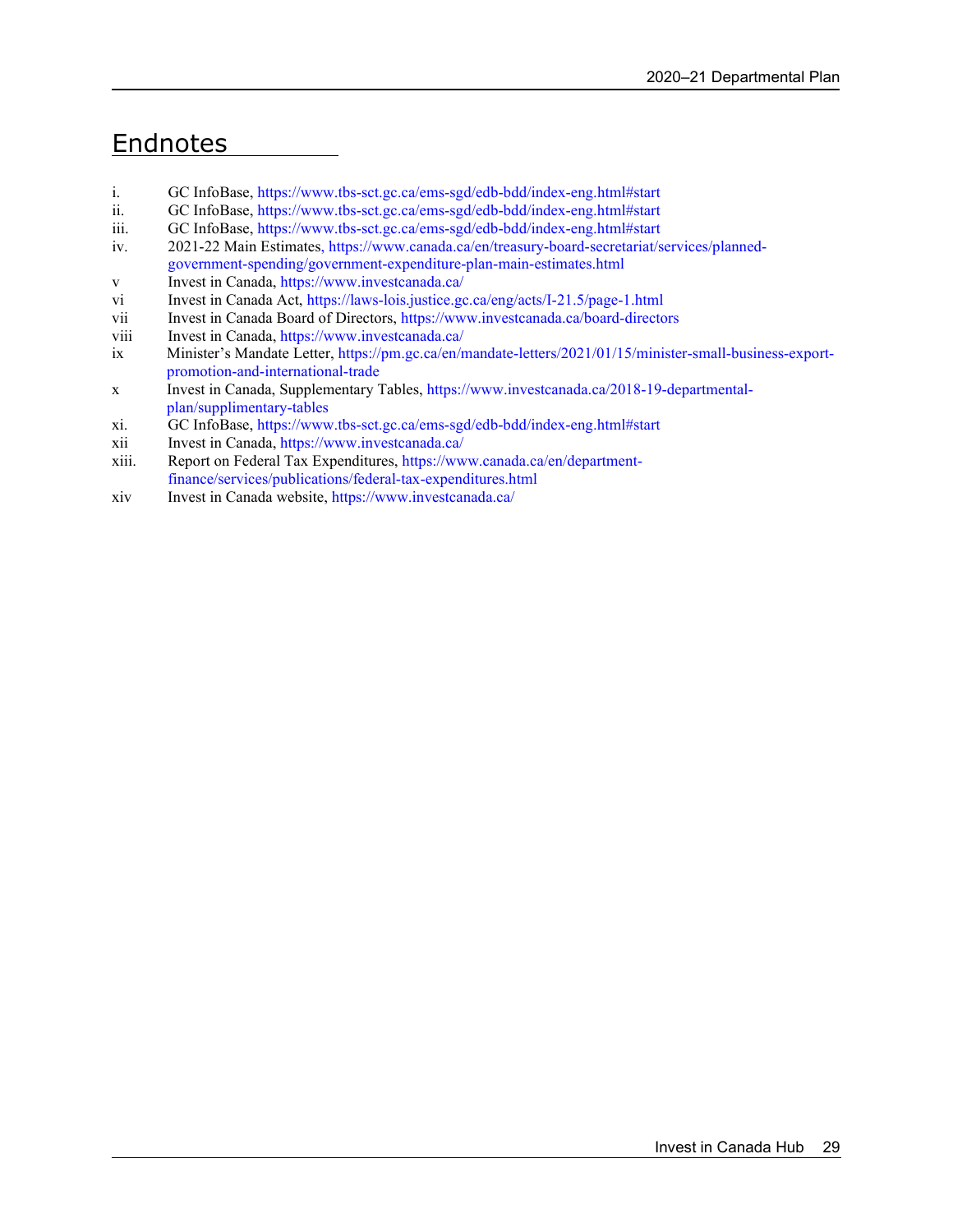# Endnotes

i. GC InfoBase, https://www.tbs-sct.gc.ca/ems-sgd/edb-bdd/index-eng.html#start
ii. GC InfoBase, https://www.tbs-sct.gc.ca/ems-sgd/edb-bdd/index-eng.html#start
iii. GC InfoBase, https://www.tbs-sct.gc.ca/ems-sgd/edb-bdd/index-eng.html#start
iv. 2021-22 Main Estimates, https://www.canada.ca/en/treasury-board-secretariat/services/planned-government-spending/government-expenditure-plan-main-estimates.html
v Invest in Canada, https://www.investcanada.ca/
vi Invest in Canada Act, https://laws-lois.justice.gc.ca/eng/acts/I-21.5/page-1.html
vii Invest in Canada Board of Directors, https://www.investcanada.ca/board-directors
viii Invest in Canada, https://www.investcanada.ca/
ix Minister's Mandate Letter, https://pm.gc.ca/en/mandate-letters/2021/01/15/minister-small-business-export-promotion-and-international-trade
x Invest in Canada, Supplementary Tables, https://www.investcanada.ca/2018-19-departmental-plan/supplimentary-tables
xi. GC InfoBase, https://www.tbs-sct.gc.ca/ems-sgd/edb-bdd/index-eng.html#start
xii Invest in Canada, https://www.investcanada.ca/
xiii. Report on Federal Tax Expenditures, https://www.canada.ca/en/department-finance/services/publications/federal-tax-expenditures.html
xiv Invest in Canada website, https://www.investcanada.ca/